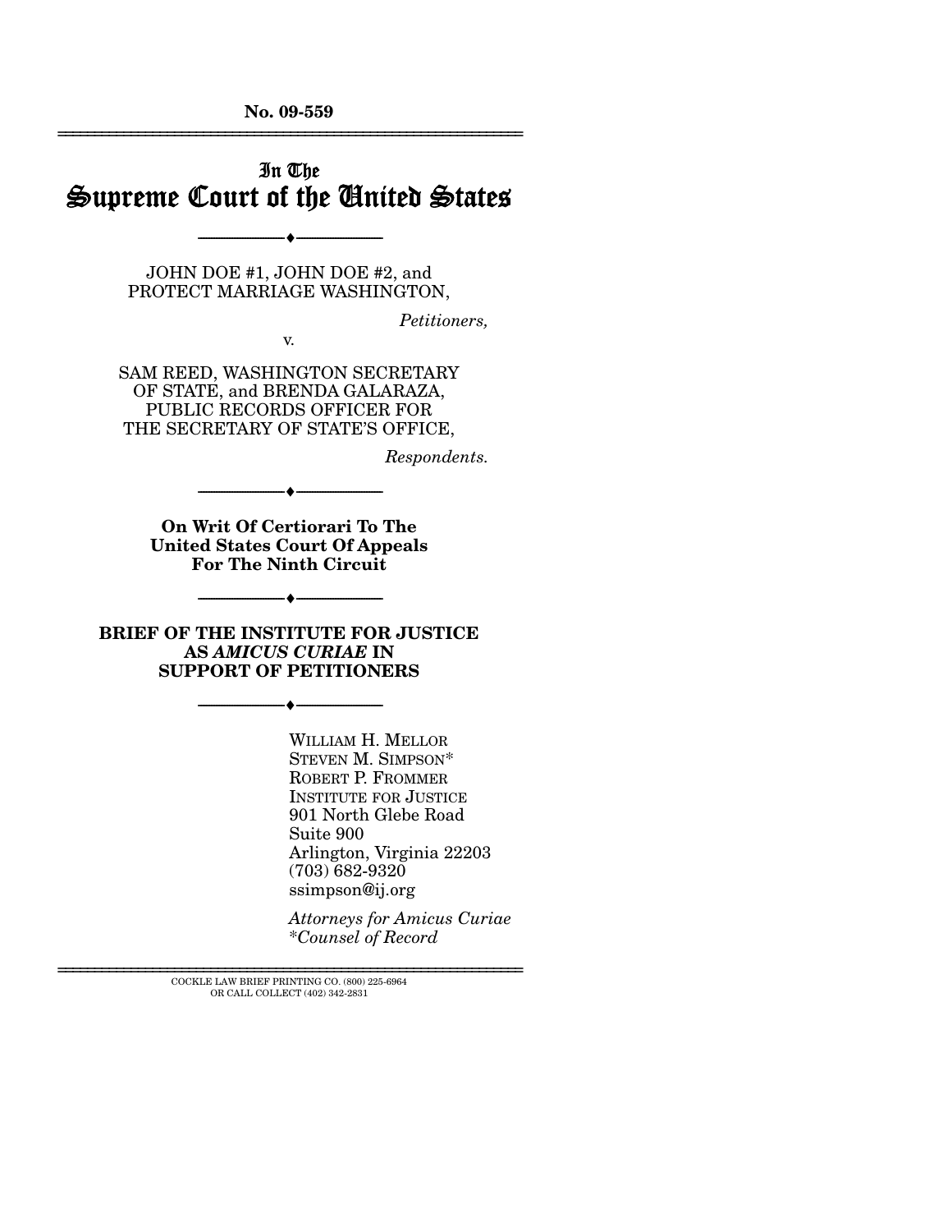**No. 09-559**

---

# In The Supreme Court of the United States

---

JOHN DOE #1, JOHN DOE #2, and
PROTECT MARRIAGE WASHINGTON,

*Petitioners,*

v.

SAM REED, WASHINGTON SECRETARY OF STATE, and BRENDA GALARAZA, PUBLIC RECORDS OFFICER FOR THE SECRETARY OF STATE'S OFFICE,

*Respondents.*

---

**On Writ Of Certiorari To The United States Court Of Appeals For The Ninth Circuit**

---

**BRIEF OF THE INSTITUTE FOR JUSTICE AS *AMICUS CURIAE* IN SUPPORT OF PETITIONERS**

---

WILLIAM H. MELLOR
STEVEN M. SIMPSON*
ROBERT P. FROMMER
INSTITUTE FOR JUSTICE
901 North Glebe Road
Suite 900
Arlington, Virginia 22203
(703) 682-9320
ssimpson@ij.org

*Attorneys for Amicus Curiae*
*\*Counsel of Record*

---

COCKLE LAW BRIEF PRINTING CO. (800) 225-6964
OR CALL COLLECT (402) 342-2831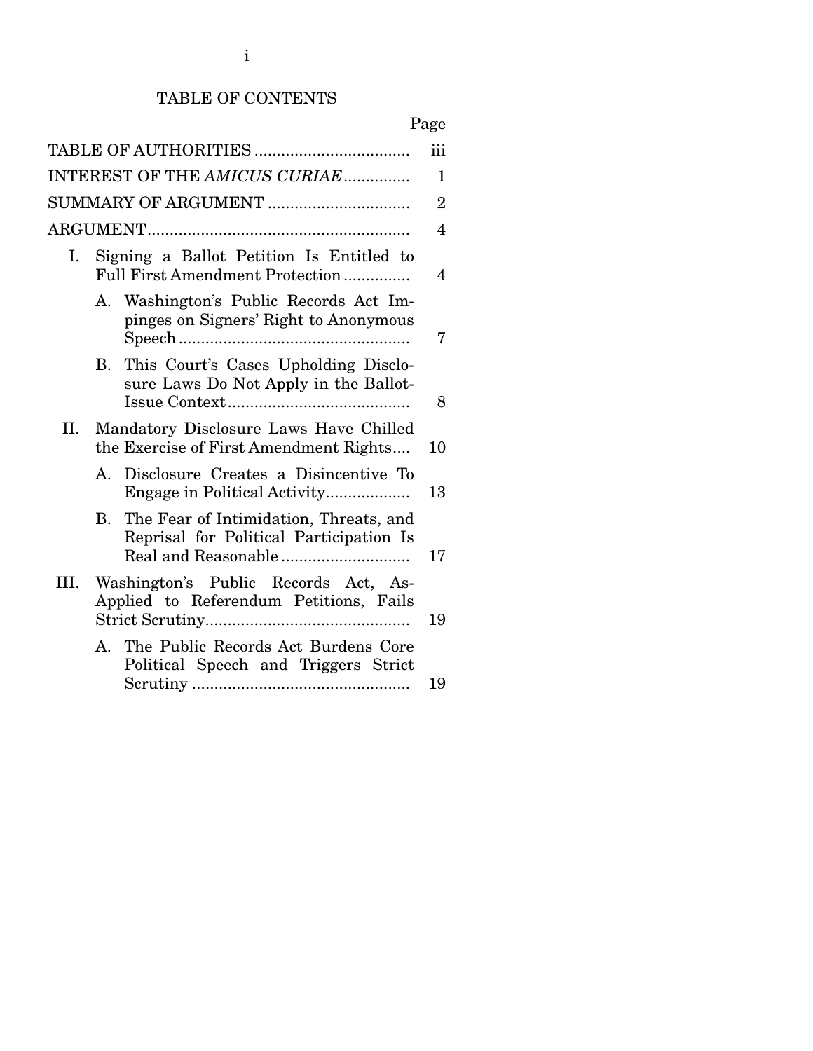# TABLE OF CONTENTS

| | Page |
|---|---|
| TABLE OF AUTHORITIES | iii |
| INTEREST OF THE *AMICUS CURIAE* | 1 |
| SUMMARY OF ARGUMENT | 2 |
| ARGUMENT | 4 |
| I. Signing a Ballot Petition Is Entitled to Full First Amendment Protection | 4 |
| A. Washington's Public Records Act Impinges on Signers' Right to Anonymous Speech | 7 |
| B. This Court's Cases Upholding Disclosure Laws Do Not Apply in the Ballot-Issue Context | 8 |
| II. Mandatory Disclosure Laws Have Chilled the Exercise of First Amendment Rights | 10 |
| A. Disclosure Creates a Disincentive To Engage in Political Activity | 13 |
| B. The Fear of Intimidation, Threats, and Reprisal for Political Participation Is Real and Reasonable | 17 |
| III. Washington's Public Records Act, As-Applied to Referendum Petitions, Fails Strict Scrutiny | 19 |
| A. The Public Records Act Burdens Core Political Speech and Triggers Strict Scrutiny | 19 |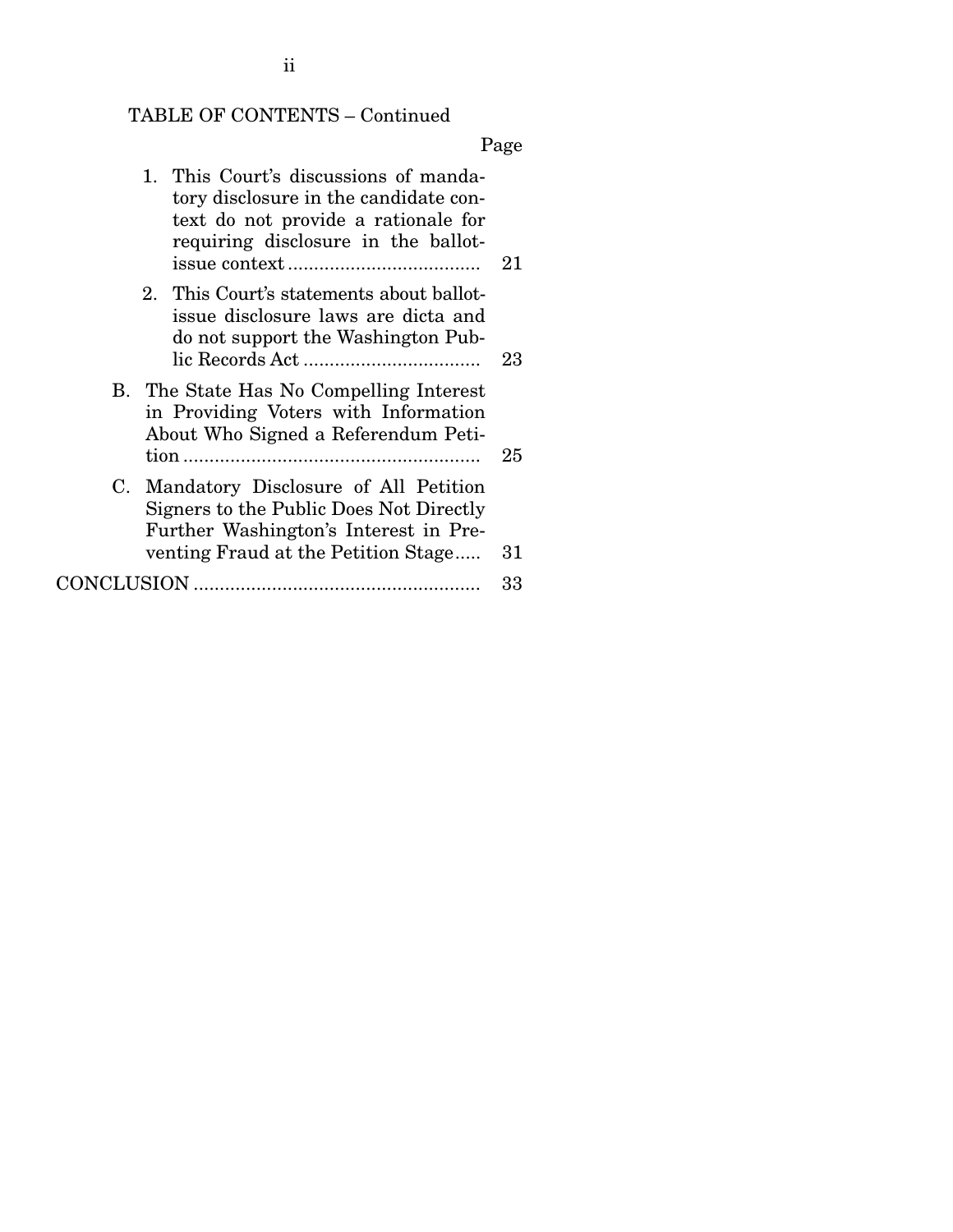TABLE OF CONTENTS – Continued

| | Page |
|---|---|
| 1. This Court's discussions of mandatory disclosure in the candidate context do not provide a rationale for requiring disclosure in the ballot-issue context | 21 |
| 2. This Court's statements about ballot-issue disclosure laws are dicta and do not support the Washington Public Records Act | 23 |
| B. The State Has No Compelling Interest in Providing Voters with Information About Who Signed a Referendum Petition | 25 |
| C. Mandatory Disclosure of All Petition Signers to the Public Does Not Directly Further Washington's Interest in Preventing Fraud at the Petition Stage | 31 |
| CONCLUSION | 33 |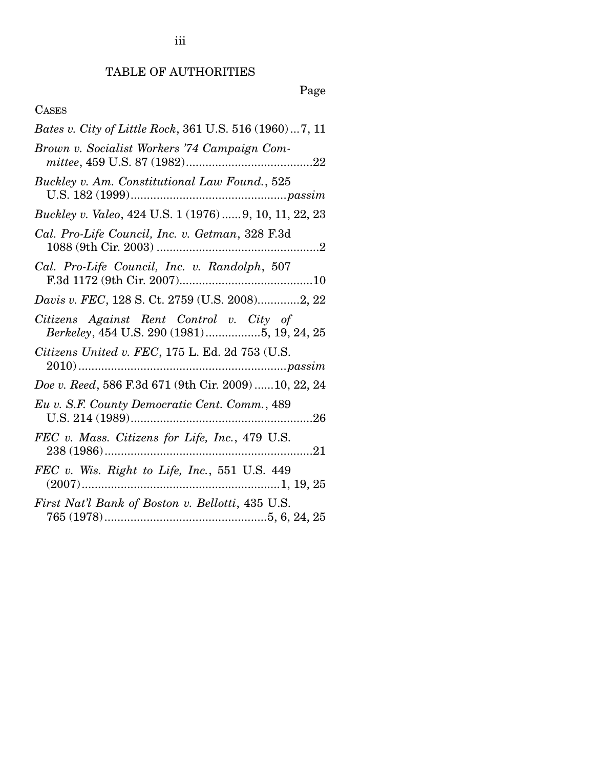# TABLE OF AUTHORITIES

Page

CASES

*Bates v. City of Little Rock*, 361 U.S. 516 (1960) ... 7, 11

*Brown v. Socialist Workers '74 Campaign Committee*, 459 U.S. 87 (1982) ... 22

*Buckley v. Am. Constitutional Law Found.*, 525 U.S. 182 (1999) ... *passim*

*Buckley v. Valeo*, 424 U.S. 1 (1976) ... 9, 10, 11, 22, 23

*Cal. Pro-Life Council, Inc. v. Getman*, 328 F.3d 1088 (9th Cir. 2003) ... 2

*Cal. Pro-Life Council, Inc. v. Randolph*, 507 F.3d 1172 (9th Cir. 2007) ... 10

*Davis v. FEC*, 128 S. Ct. 2759 (U.S. 2008) ... 2, 22

*Citizens Against Rent Control v. City of Berkeley*, 454 U.S. 290 (1981) ... 5, 19, 24, 25

*Citizens United v. FEC*, 175 L. Ed. 2d 753 (U.S. 2010) ... *passim*

*Doe v. Reed*, 586 F.3d 671 (9th Cir. 2009) ... 10, 22, 24

*Eu v. S.F. County Democratic Cent. Comm.*, 489 U.S. 214 (1989) ... 26

*FEC v. Mass. Citizens for Life, Inc.*, 479 U.S. 238 (1986) ... 21

*FEC v. Wis. Right to Life, Inc.*, 551 U.S. 449 (2007) ... 1, 19, 25

*First Nat'l Bank of Boston v. Bellotti*, 435 U.S. 765 (1978) ... 5, 6, 24, 25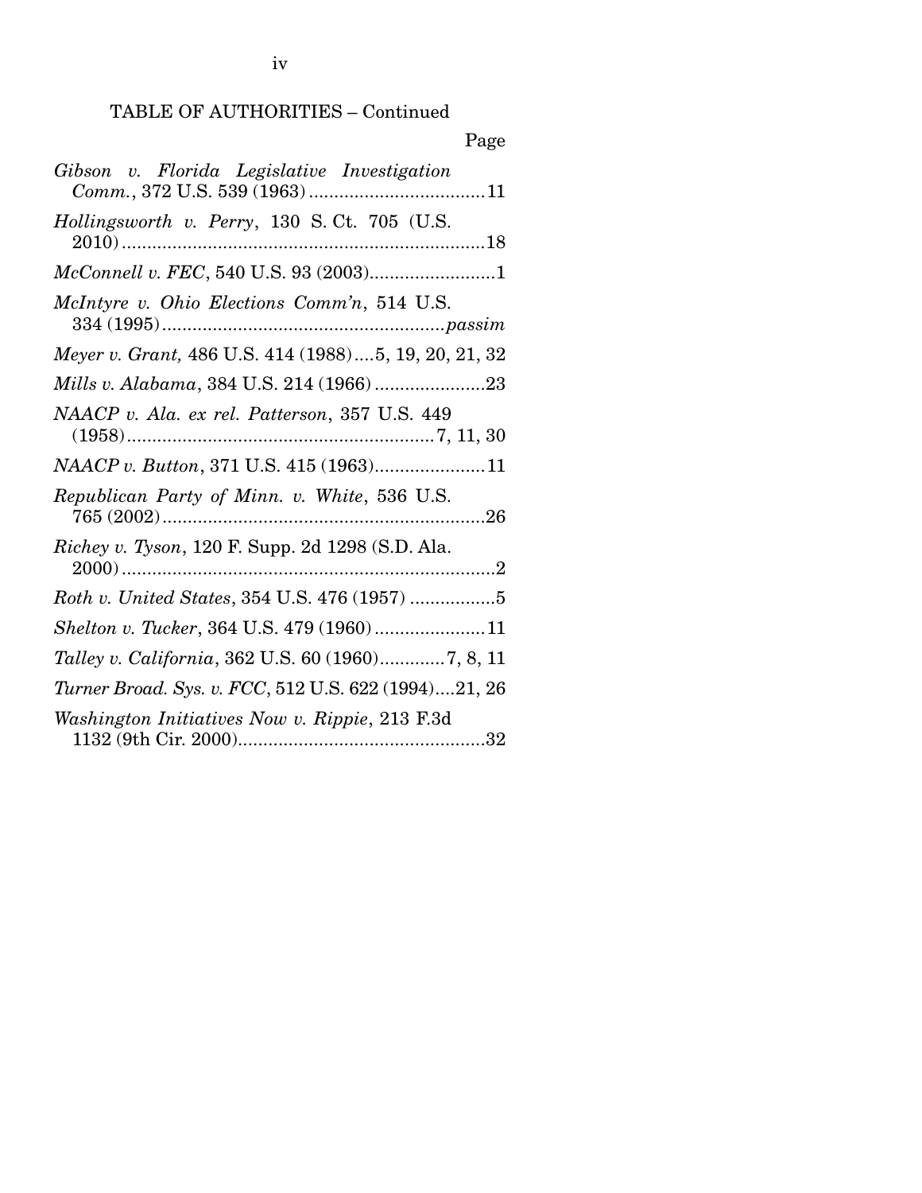TABLE OF AUTHORITIES – Continued

Page

*Gibson v. Florida Legislative Investigation Comm.*, 372 U.S. 539 (1963) .................................. 11

*Hollingsworth v. Perry*, 130 S. Ct. 705 (U.S. 2010) ........................................................................ 18

*McConnell v. FEC*, 540 U.S. 93 (2003) ......................... 1

*McIntyre v. Ohio Elections Comm'n*, 514 U.S. 334 (1995) ........................................................ *passim*

*Meyer v. Grant,* 486 U.S. 414 (1988) .... 5, 19, 20, 21, 32

*Mills v. Alabama*, 384 U.S. 214 (1966) ...................... 23

*NAACP v. Ala. ex rel. Patterson*, 357 U.S. 449 (1958) ............................................................ 7, 11, 30

*NAACP v. Button*, 371 U.S. 415 (1963) ...................... 11

*Republican Party of Minn. v. White*, 536 U.S. 765 (2002) ................................................................ 26

*Richey v. Tyson*, 120 F. Supp. 2d 1298 (S.D. Ala. 2000) .......................................................................... 2

*Roth v. United States*, 354 U.S. 476 (1957) ................. 5

*Shelton v. Tucker*, 364 U.S. 479 (1960) ...................... 11

*Talley v. California*, 362 U.S. 60 (1960) ............. 7, 8, 11

*Turner Broad. Sys. v. FCC*, 512 U.S. 622 (1994) .... 21, 26

*Washington Initiatives Now v. Rippie*, 213 F.3d 1132 (9th Cir. 2000) ................................................. 32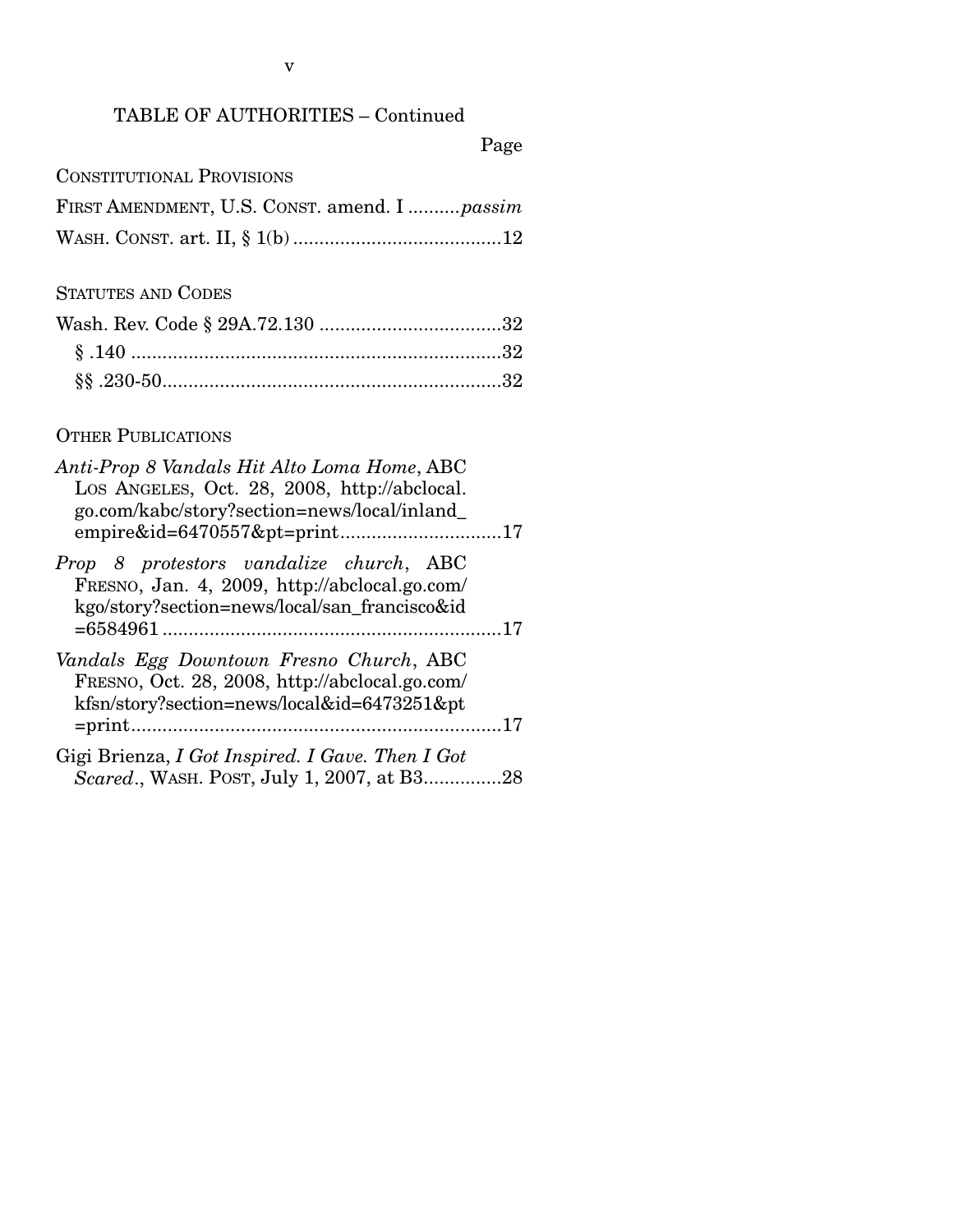TABLE OF AUTHORITIES – Continued

Page

CONSTITUTIONAL PROVISIONS

FIRST AMENDMENT, U.S. CONST. amend. I ..........*passim*

WASH. CONST. art. II, § 1(b) ........................................12

STATUTES AND CODES

Wash. Rev. Code § 29A.72.130 ...................................32

§ .140 ......................................................................32

§§ .230-50................................................................32

OTHER PUBLICATIONS

*Anti-Prop 8 Vandals Hit Alto Loma Home*, ABC LOS ANGELES, Oct. 28, 2008, http://abclocal.go.com/kabc/story?section=news/local/inland_empire&id=6470557&pt=print...............................17

*Prop 8 protestors vandalize church*, ABC FRESNO, Jan. 4, 2009, http://abclocal.go.com/kgo/story?section=news/local/san_francisco&id=6584961 .................................................................17

*Vandals Egg Downtown Fresno Church*, ABC FRESNO, Oct. 28, 2008, http://abclocal.go.com/kfsn/story?section=news/local&id=6473251&pt=print.......................................................................17

Gigi Brienza, *I Got Inspired. I Gave. Then I Got Scared.*, WASH. POST, July 1, 2007, at B3...............28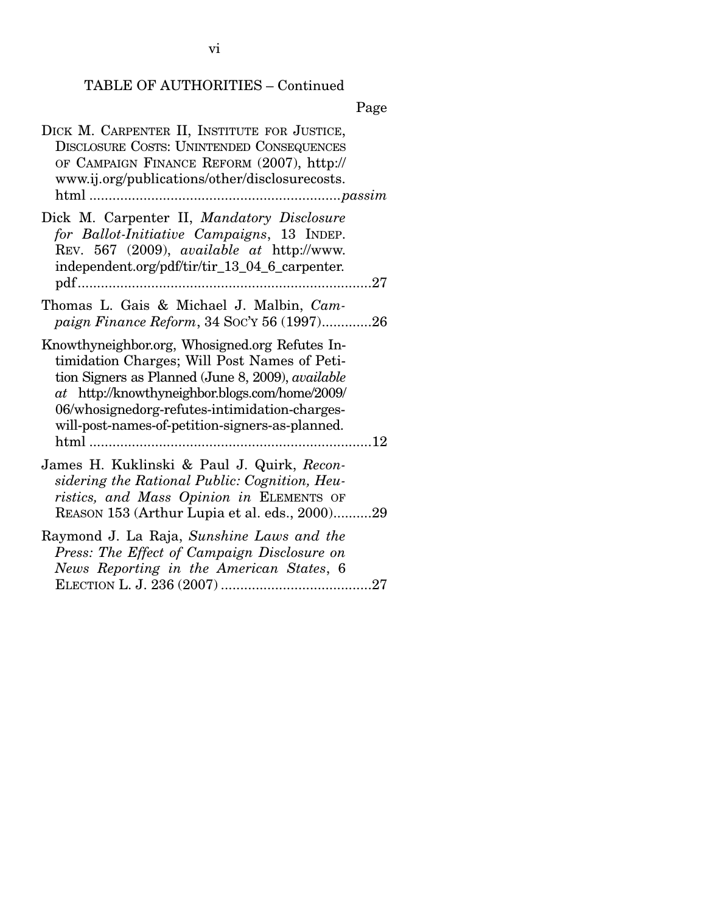TABLE OF AUTHORITIES – Continued

Page

DICK M. CARPENTER II, INSTITUTE FOR JUSTICE, DISCLOSURE COSTS: UNINTENDED CONSEQUENCES OF CAMPAIGN FINANCE REFORM (2007), http://www.ij.org/publications/other/disclosurecosts.html ................................................................*passim*

Dick M. Carpenter II, *Mandatory Disclosure for Ballot-Initiative Campaigns*, 13 INDEP. REV. 567 (2009), *available at* http://www.independent.org/pdf/tir/tir_13_04_6_carpenter.pdf ............................................................................27

Thomas L. Gais & Michael J. Malbin, *Campaign Finance Reform*, 34 SOC'Y 56 (1997).............26

Knowthyneighbor.org, Whosigned.org Refutes Intimidation Charges; Will Post Names of Petition Signers as Planned (June 8, 2009), *available at* http://knowthyneighbor.blogs.com/home/2009/06/whosignedorg-refutes-intimidation-charges-will-post-names-of-petition-signers-as-planned.html .........................................................................12

James H. Kuklinski & Paul J. Quirk, *Reconsidering the Rational Public: Cognition, Heuristics, and Mass Opinion in* ELEMENTS OF REASON 153 (Arthur Lupia et al. eds., 2000)..........29

Raymond J. La Raja, *Sunshine Laws and the Press: The Effect of Campaign Disclosure on News Reporting in the American States*, 6 ELECTION L. J. 236 (2007) .......................................27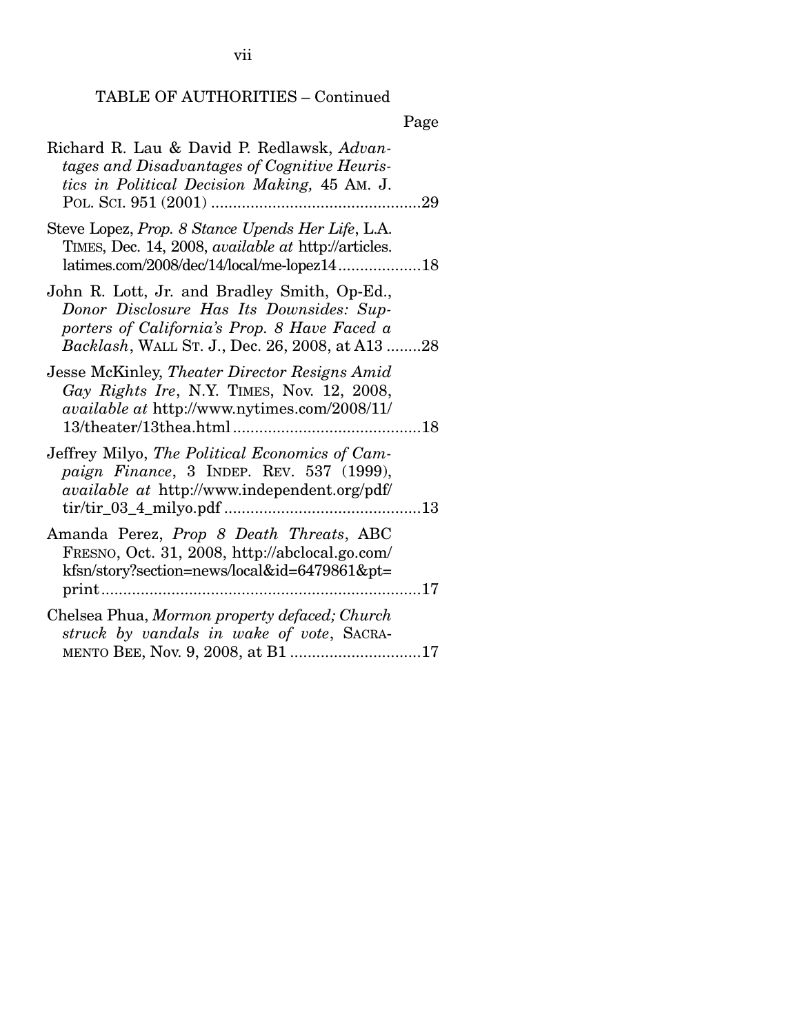TABLE OF AUTHORITIES – Continued

Page

Richard R. Lau & David P. Redlawsk, *Advantages and Disadvantages of Cognitive Heuristics in Political Decision Making,* 45 AM. J. POL. SCI. 951 (2001) ....................................................29

Steve Lopez, *Prop. 8 Stance Upends Her Life*, L.A. TIMES, Dec. 14, 2008, *available at* http://articles.latimes.com/2008/dec/14/local/me-lopez14...................18

John R. Lott, Jr. and Bradley Smith, Op-Ed., *Donor Disclosure Has Its Downsides: Supporters of California's Prop. 8 Have Faced a Backlash*, WALL ST. J., Dec. 26, 2008, at A13 ........28

Jesse McKinley, *Theater Director Resigns Amid Gay Rights Ire*, N.Y. TIMES, Nov. 12, 2008, *available at* http://www.nytimes.com/2008/11/13/theater/13thea.html...........................................18

Jeffrey Milyo, *The Political Economics of Campaign Finance*, 3 INDEP. REV. 537 (1999), *available at* http://www.independent.org/pdf/tir/tir_03_4_milyo.pdf .............................................13

Amanda Perez, *Prop 8 Death Threats*, ABC FRESNO, Oct. 31, 2008, http://abclocal.go.com/kfsn/story?section=news/local&id=6479861&pt=print.........................................................................17

Chelsea Phua, *Mormon property defaced; Church struck by vandals in wake of vote*, SACRAMENTO BEE, Nov. 9, 2008, at B1 ..............................17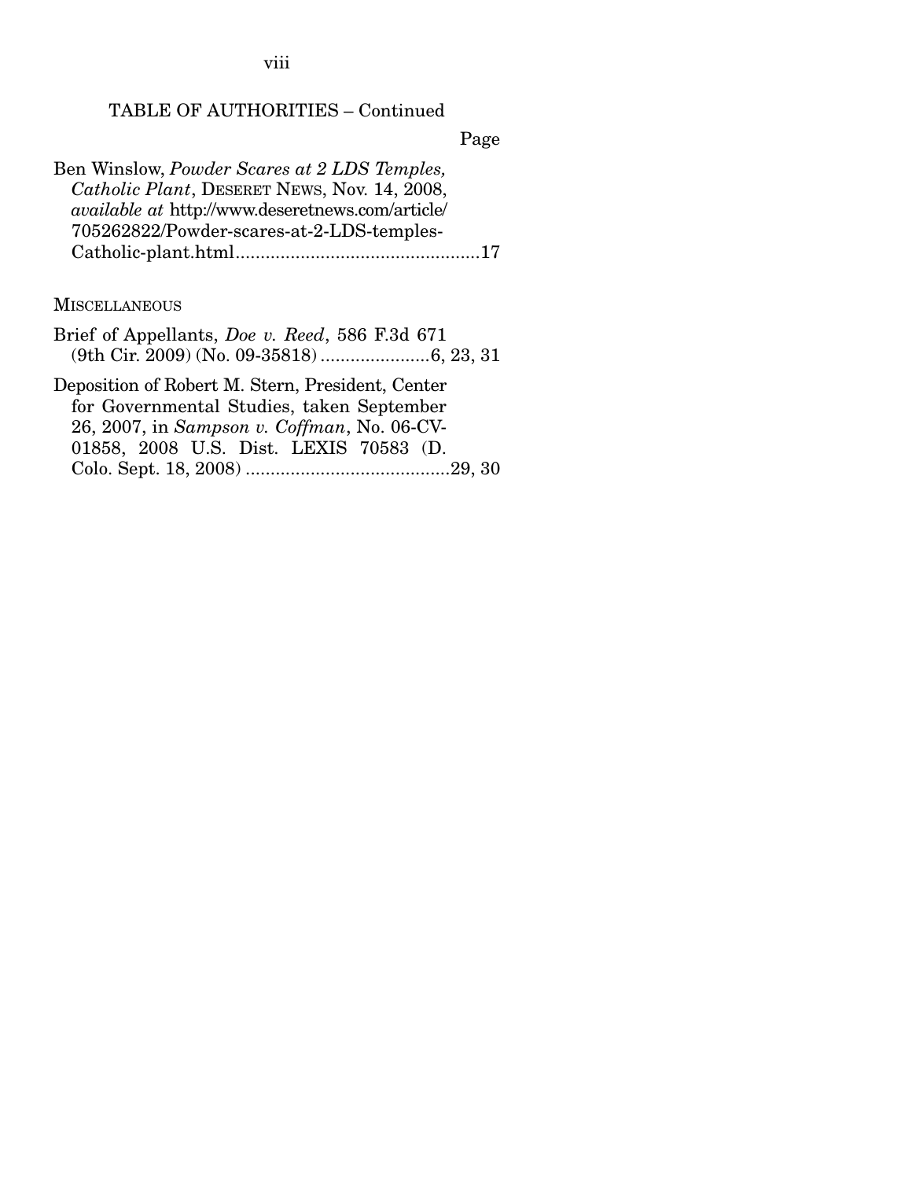## TABLE OF AUTHORITIES – Continued

Page

Ben Winslow, *Powder Scares at 2 LDS Temples, Catholic Plant*, DESERET NEWS, Nov. 14, 2008, *available at* http://www.deseretnews.com/article/705262822/Powder-scares-at-2-LDS-temples-Catholic-plant.html ..................................................17

MISCELLANEOUS

Brief of Appellants, *Doe v. Reed*, 586 F.3d 671 (9th Cir. 2009) (No. 09-35818) ......................6, 23, 31

Deposition of Robert M. Stern, President, Center for Governmental Studies, taken September 26, 2007, in *Sampson v. Coffman*, No. 06-CV-01858, 2008 U.S. Dist. LEXIS 70583 (D. Colo. Sept. 18, 2008) .........................................29, 30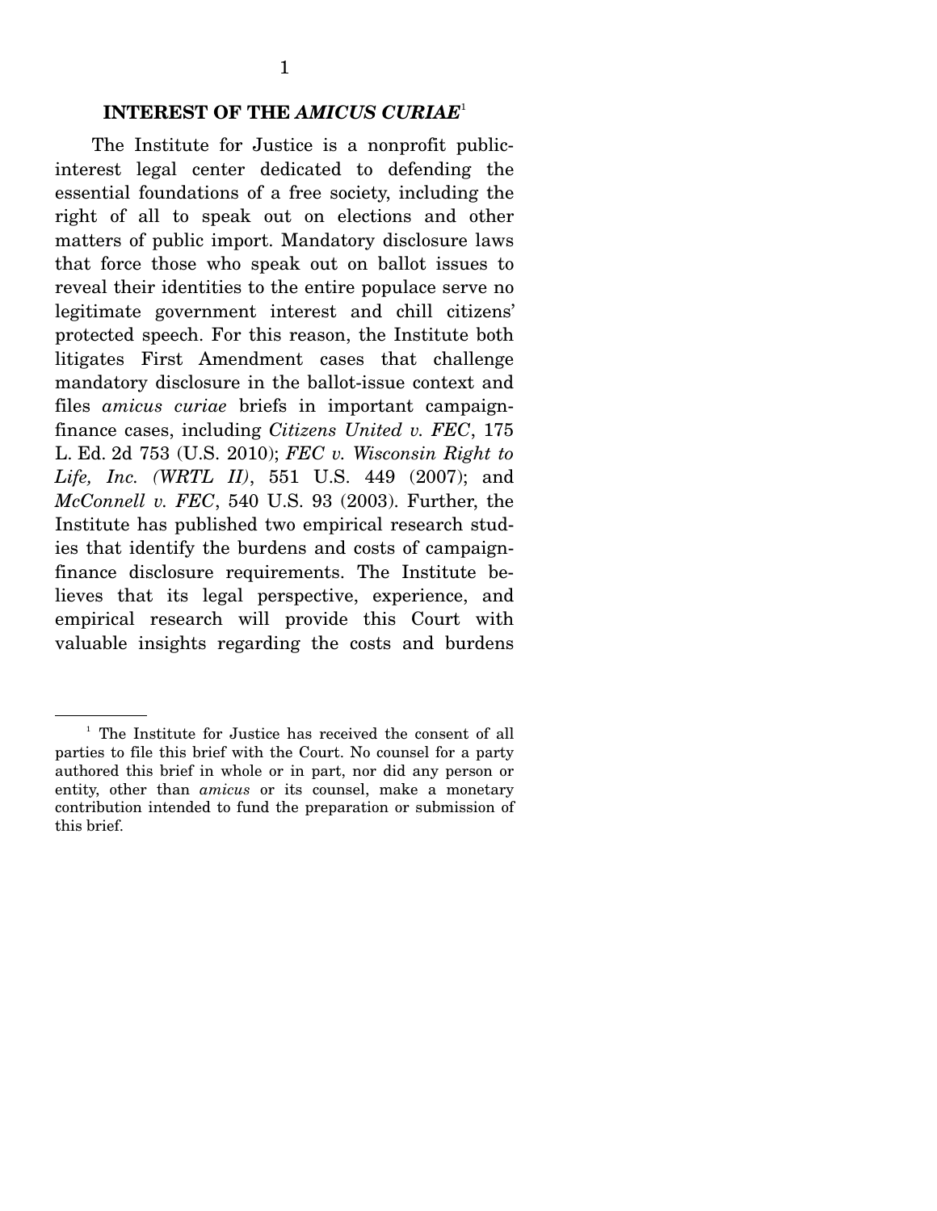## INTEREST OF THE *AMICUS CURIAE*[1]

The Institute for Justice is a nonprofit public-interest legal center dedicated to defending the essential foundations of a free society, including the right of all to speak out on elections and other matters of public import. Mandatory disclosure laws that force those who speak out on ballot issues to reveal their identities to the entire populace serve no legitimate government interest and chill citizens' protected speech. For this reason, the Institute both litigates First Amendment cases that challenge mandatory disclosure in the ballot-issue context and files *amicus curiae* briefs in important campaign-finance cases, including *Citizens United v. FEC*, 175 L. Ed. 2d 753 (U.S. 2010); *FEC v. Wisconsin Right to Life, Inc. (WRTL II)*, 551 U.S. 449 (2007); and *McConnell v. FEC*, 540 U.S. 93 (2003). Further, the Institute has published two empirical research studies that identify the burdens and costs of campaign-finance disclosure requirements. The Institute believes that its legal perspective, experience, and empirical research will provide this Court with valuable insights regarding the costs and burdens

[1] The Institute for Justice has received the consent of all parties to file this brief with the Court. No counsel for a party authored this brief in whole or in part, nor did any person or entity, other than *amicus* or its counsel, make a monetary contribution intended to fund the preparation or submission of this brief.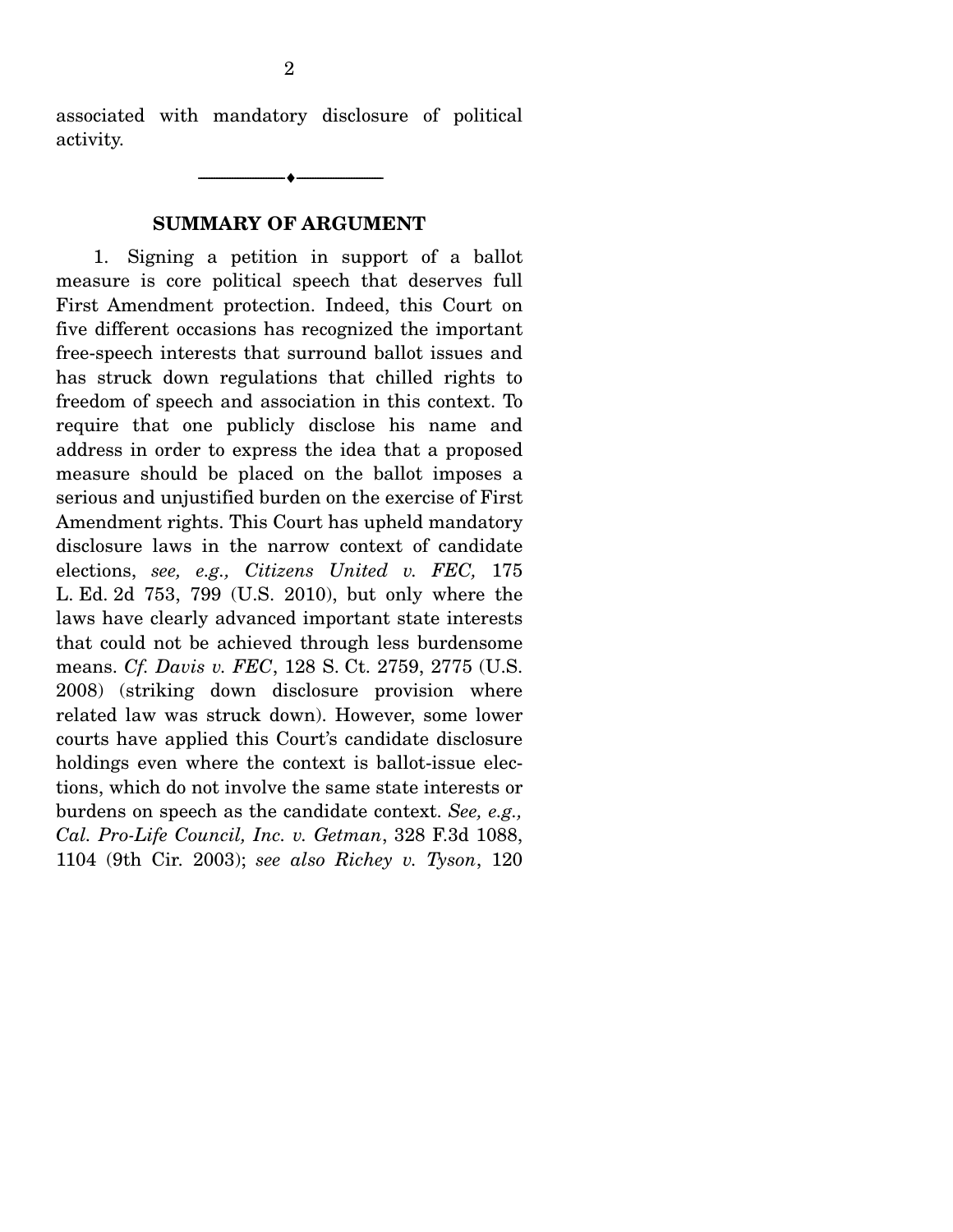associated with mandatory disclosure of political activity.

---

## SUMMARY OF ARGUMENT

1. Signing a petition in support of a ballot measure is core political speech that deserves full First Amendment protection. Indeed, this Court on five different occasions has recognized the important free-speech interests that surround ballot issues and has struck down regulations that chilled rights to freedom of speech and association in this context. To require that one publicly disclose his name and address in order to express the idea that a proposed measure should be placed on the ballot imposes a serious and unjustified burden on the exercise of First Amendment rights. This Court has upheld mandatory disclosure laws in the narrow context of candidate elections, *see, e.g., Citizens United v. FEC,* 175 L. Ed. 2d 753, 799 (U.S. 2010), but only where the laws have clearly advanced important state interests that could not be achieved through less burdensome means. *Cf. Davis v. FEC*, 128 S. Ct. 2759, 2775 (U.S. 2008) (striking down disclosure provision where related law was struck down). However, some lower courts have applied this Court's candidate disclosure holdings even where the context is ballot-issue elections, which do not involve the same state interests or burdens on speech as the candidate context. *See, e.g., Cal. Pro-Life Council, Inc. v. Getman*, 328 F.3d 1088, 1104 (9th Cir. 2003); *see also Richey v. Tyson*, 120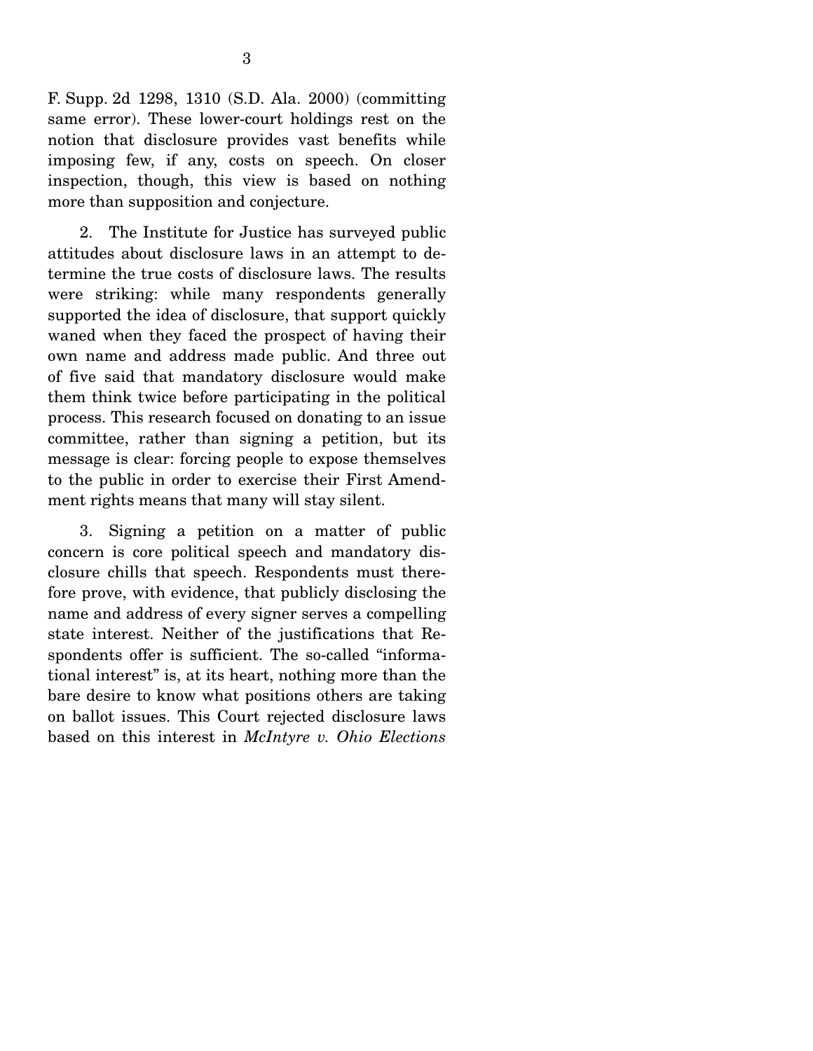F. Supp. 2d 1298, 1310 (S.D. Ala. 2000) (committing same error). These lower-court holdings rest on the notion that disclosure provides vast benefits while imposing few, if any, costs on speech. On closer inspection, though, this view is based on nothing more than supposition and conjecture.

2. The Institute for Justice has surveyed public attitudes about disclosure laws in an attempt to determine the true costs of disclosure laws. The results were striking: while many respondents generally supported the idea of disclosure, that support quickly waned when they faced the prospect of having their own name and address made public. And three out of five said that mandatory disclosure would make them think twice before participating in the political process. This research focused on donating to an issue committee, rather than signing a petition, but its message is clear: forcing people to expose themselves to the public in order to exercise their First Amendment rights means that many will stay silent.

3. Signing a petition on a matter of public concern is core political speech and mandatory disclosure chills that speech. Respondents must therefore prove, with evidence, that publicly disclosing the name and address of every signer serves a compelling state interest. Neither of the justifications that Respondents offer is sufficient. The so-called "informational interest" is, at its heart, nothing more than the bare desire to know what positions others are taking on ballot issues. This Court rejected disclosure laws based on this interest in *McIntyre v. Ohio Elections*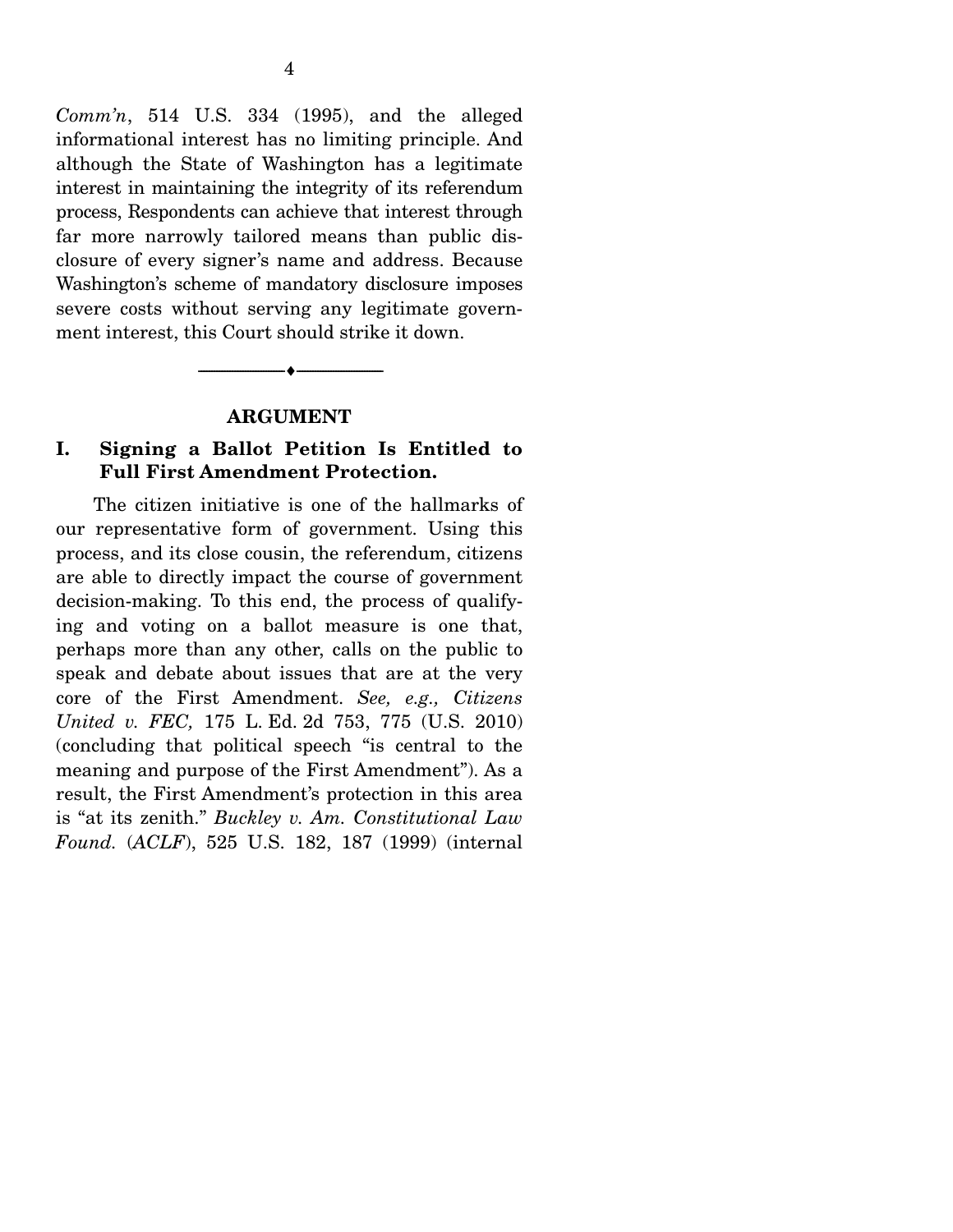*Comm'n*, 514 U.S. 334 (1995), and the alleged informational interest has no limiting principle. And although the State of Washington has a legitimate interest in maintaining the integrity of its referendum process, Respondents can achieve that interest through far more narrowly tailored means than public disclosure of every signer's name and address. Because Washington's scheme of mandatory disclosure imposes severe costs without serving any legitimate government interest, this Court should strike it down.

---

## ARGUMENT

### I. Signing a Ballot Petition Is Entitled to Full First Amendment Protection.

The citizen initiative is one of the hallmarks of our representative form of government. Using this process, and its close cousin, the referendum, citizens are able to directly impact the course of government decision-making. To this end, the process of qualifying and voting on a ballot measure is one that, perhaps more than any other, calls on the public to speak and debate about issues that are at the very core of the First Amendment. *See, e.g., Citizens United v. FEC,* 175 L. Ed. 2d 753, 775 (U.S. 2010) (concluding that political speech "is central to the meaning and purpose of the First Amendment"). As a result, the First Amendment's protection in this area is "at its zenith." *Buckley v. Am. Constitutional Law Found.* (*ACLF*), 525 U.S. 182, 187 (1999) (internal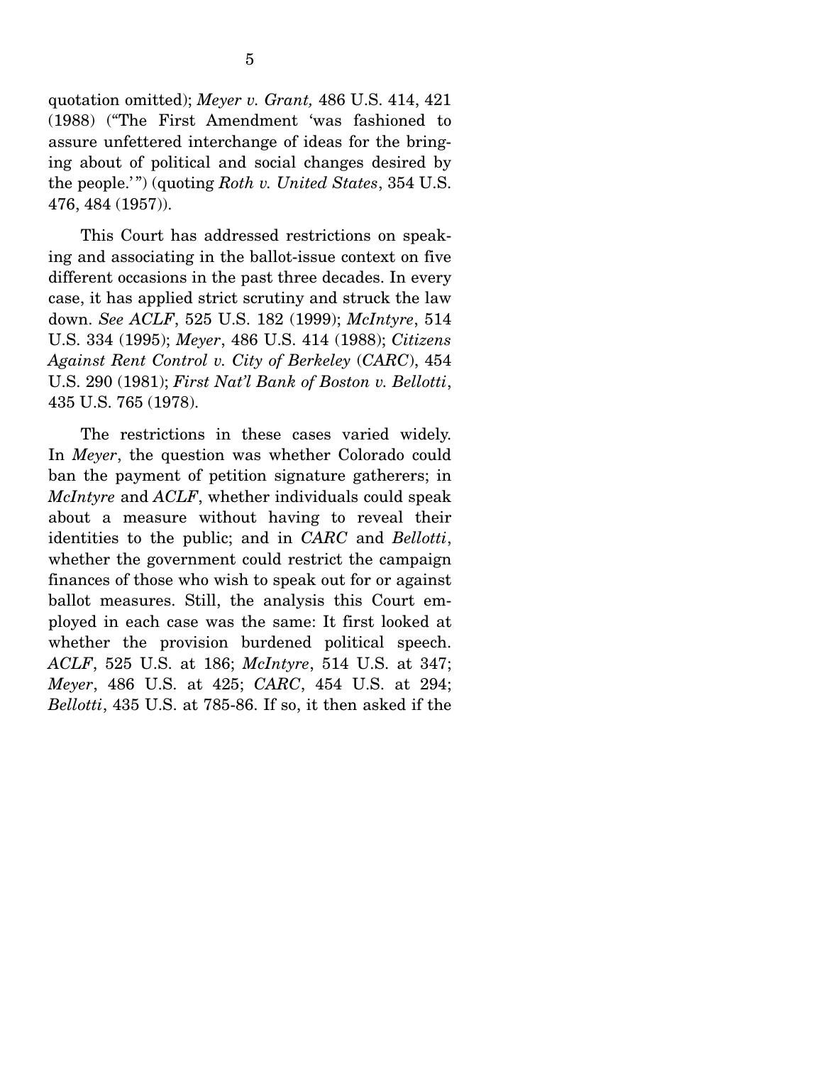quotation omitted); *Meyer v. Grant,* 486 U.S. 414, 421 (1988) ("The First Amendment 'was fashioned to assure unfettered interchange of ideas for the bringing about of political and social changes desired by the people.'") (quoting *Roth v. United States*, 354 U.S. 476, 484 (1957)).

This Court has addressed restrictions on speaking and associating in the ballot-issue context on five different occasions in the past three decades. In every case, it has applied strict scrutiny and struck the law down. *See ACLF*, 525 U.S. 182 (1999); *McIntyre*, 514 U.S. 334 (1995); *Meyer*, 486 U.S. 414 (1988); *Citizens Against Rent Control v. City of Berkeley* (*CARC*), 454 U.S. 290 (1981); *First Nat'l Bank of Boston v. Bellotti*, 435 U.S. 765 (1978).

The restrictions in these cases varied widely. In *Meyer*, the question was whether Colorado could ban the payment of petition signature gatherers; in *McIntyre* and *ACLF*, whether individuals could speak about a measure without having to reveal their identities to the public; and in *CARC* and *Bellotti*, whether the government could restrict the campaign finances of those who wish to speak out for or against ballot measures. Still, the analysis this Court employed in each case was the same: It first looked at whether the provision burdened political speech. *ACLF*, 525 U.S. at 186; *McIntyre*, 514 U.S. at 347; *Meyer*, 486 U.S. at 425; *CARC*, 454 U.S. at 294; *Bellotti*, 435 U.S. at 785-86. If so, it then asked if the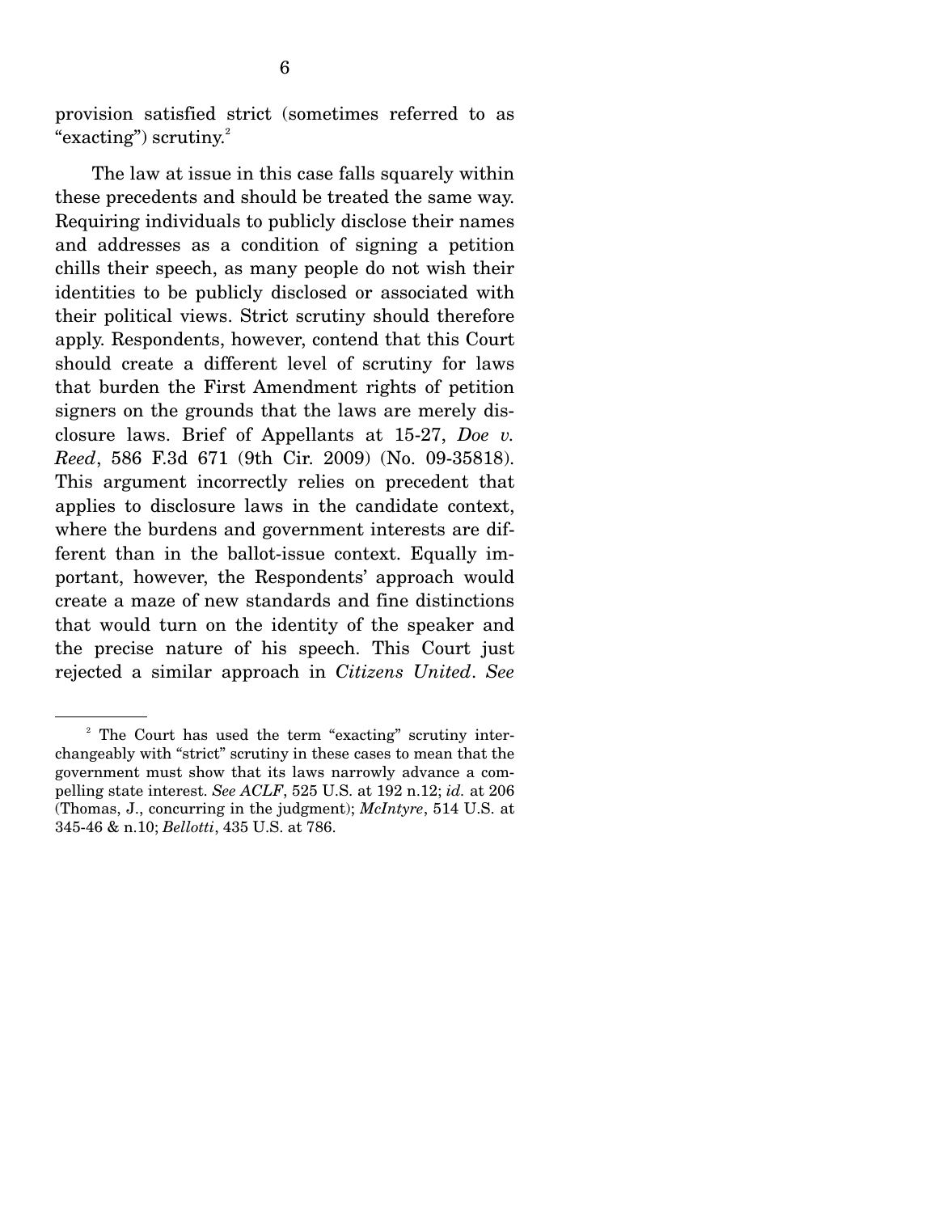provision satisfied strict (sometimes referred to as "exacting") scrutiny.[2]

The law at issue in this case falls squarely within these precedents and should be treated the same way. Requiring individuals to publicly disclose their names and addresses as a condition of signing a petition chills their speech, as many people do not wish their identities to be publicly disclosed or associated with their political views. Strict scrutiny should therefore apply. Respondents, however, contend that this Court should create a different level of scrutiny for laws that burden the First Amendment rights of petition signers on the grounds that the laws are merely disclosure laws. Brief of Appellants at 15-27, *Doe v. Reed*, 586 F.3d 671 (9th Cir. 2009) (No. 09-35818). This argument incorrectly relies on precedent that applies to disclosure laws in the candidate context, where the burdens and government interests are different than in the ballot-issue context. Equally important, however, the Respondents' approach would create a maze of new standards and fine distinctions that would turn on the identity of the speaker and the precise nature of his speech. This Court just rejected a similar approach in *Citizens United*. *See*

---

[2] The Court has used the term "exacting" scrutiny interchangeably with "strict" scrutiny in these cases to mean that the government must show that its laws narrowly advance a compelling state interest. *See ACLF*, 525 U.S. at 192 n.12; *id.* at 206 (Thomas, J., concurring in the judgment); *McIntyre*, 514 U.S. at 345-46 & n.10; *Bellotti*, 435 U.S. at 786.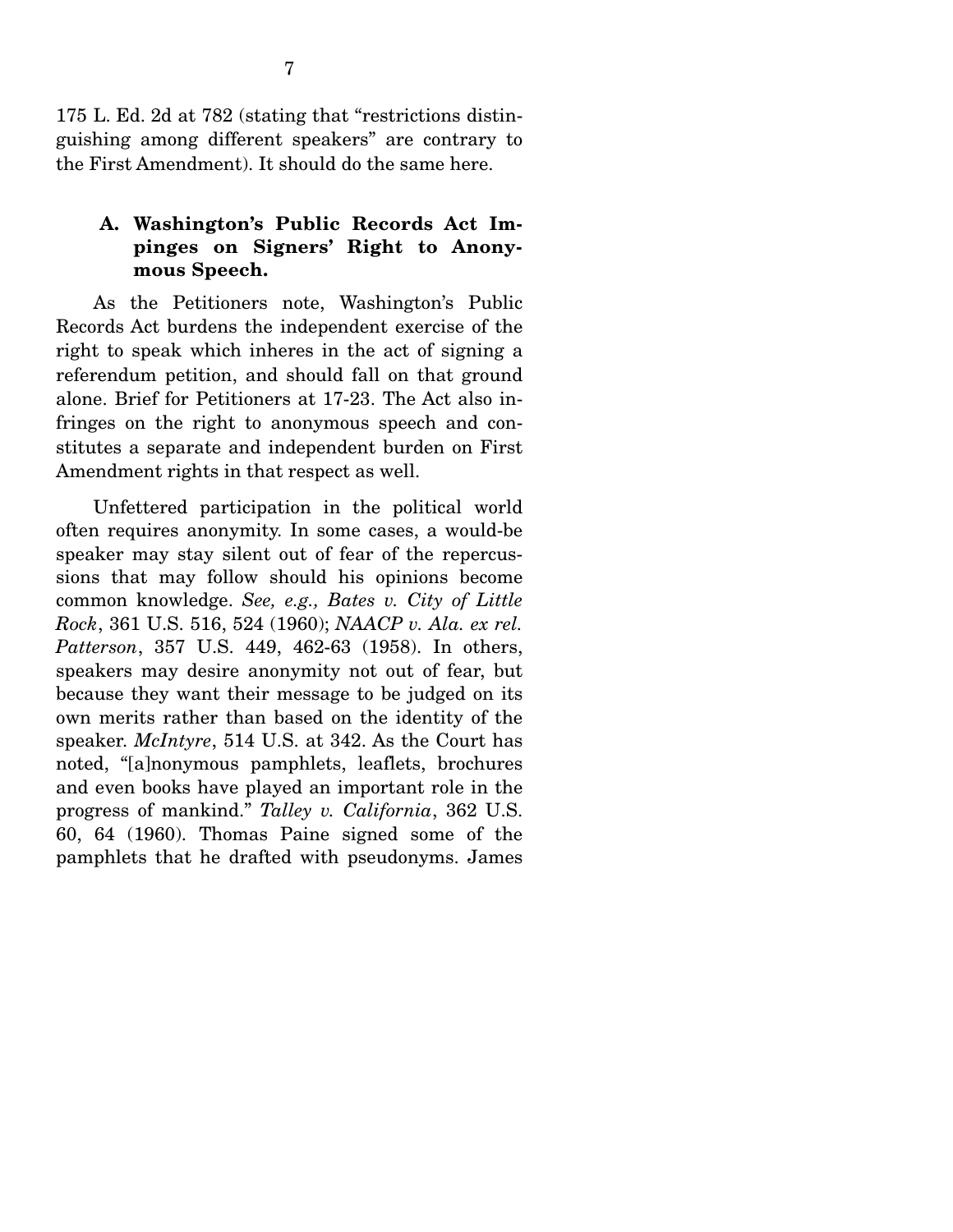175 L. Ed. 2d at 782 (stating that "restrictions distinguishing among different speakers" are contrary to the First Amendment). It should do the same here.

### A. Washington's Public Records Act Impinges on Signers' Right to Anonymous Speech.

As the Petitioners note, Washington's Public Records Act burdens the independent exercise of the right to speak which inheres in the act of signing a referendum petition, and should fall on that ground alone. Brief for Petitioners at 17-23. The Act also infringes on the right to anonymous speech and constitutes a separate and independent burden on First Amendment rights in that respect as well.

Unfettered participation in the political world often requires anonymity. In some cases, a would-be speaker may stay silent out of fear of the repercussions that may follow should his opinions become common knowledge. *See, e.g., Bates v. City of Little Rock*, 361 U.S. 516, 524 (1960); *NAACP v. Ala. ex rel. Patterson*, 357 U.S. 449, 462-63 (1958). In others, speakers may desire anonymity not out of fear, but because they want their message to be judged on its own merits rather than based on the identity of the speaker. *McIntyre*, 514 U.S. at 342. As the Court has noted, "[a]nonymous pamphlets, leaflets, brochures and even books have played an important role in the progress of mankind." *Talley v. California*, 362 U.S. 60, 64 (1960). Thomas Paine signed some of the pamphlets that he drafted with pseudonyms. James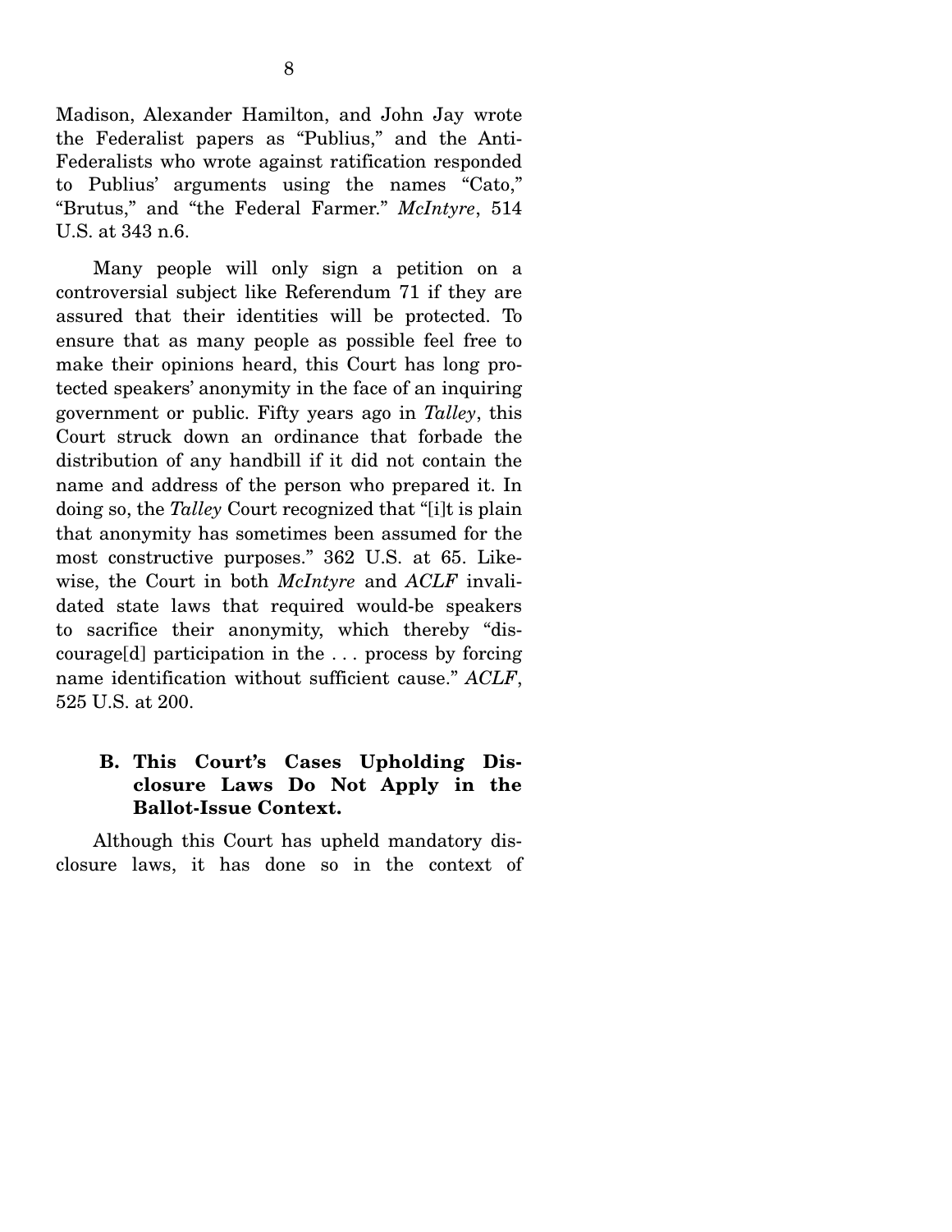Madison, Alexander Hamilton, and John Jay wrote the Federalist papers as "Publius," and the Anti-Federalists who wrote against ratification responded to Publius' arguments using the names "Cato," "Brutus," and "the Federal Farmer." *McIntyre*, 514 U.S. at 343 n.6.

Many people will only sign a petition on a controversial subject like Referendum 71 if they are assured that their identities will be protected. To ensure that as many people as possible feel free to make their opinions heard, this Court has long protected speakers' anonymity in the face of an inquiring government or public. Fifty years ago in *Talley*, this Court struck down an ordinance that forbade the distribution of any handbill if it did not contain the name and address of the person who prepared it. In doing so, the *Talley* Court recognized that "[i]t is plain that anonymity has sometimes been assumed for the most constructive purposes." 362 U.S. at 65. Likewise, the Court in both *McIntyre* and *ACLF* invalidated state laws that required would-be speakers to sacrifice their anonymity, which thereby "discourage[d] participation in the . . . process by forcing name identification without sufficient cause." *ACLF*, 525 U.S. at 200.

### B. This Court's Cases Upholding Disclosure Laws Do Not Apply in the Ballot-Issue Context.

Although this Court has upheld mandatory disclosure laws, it has done so in the context of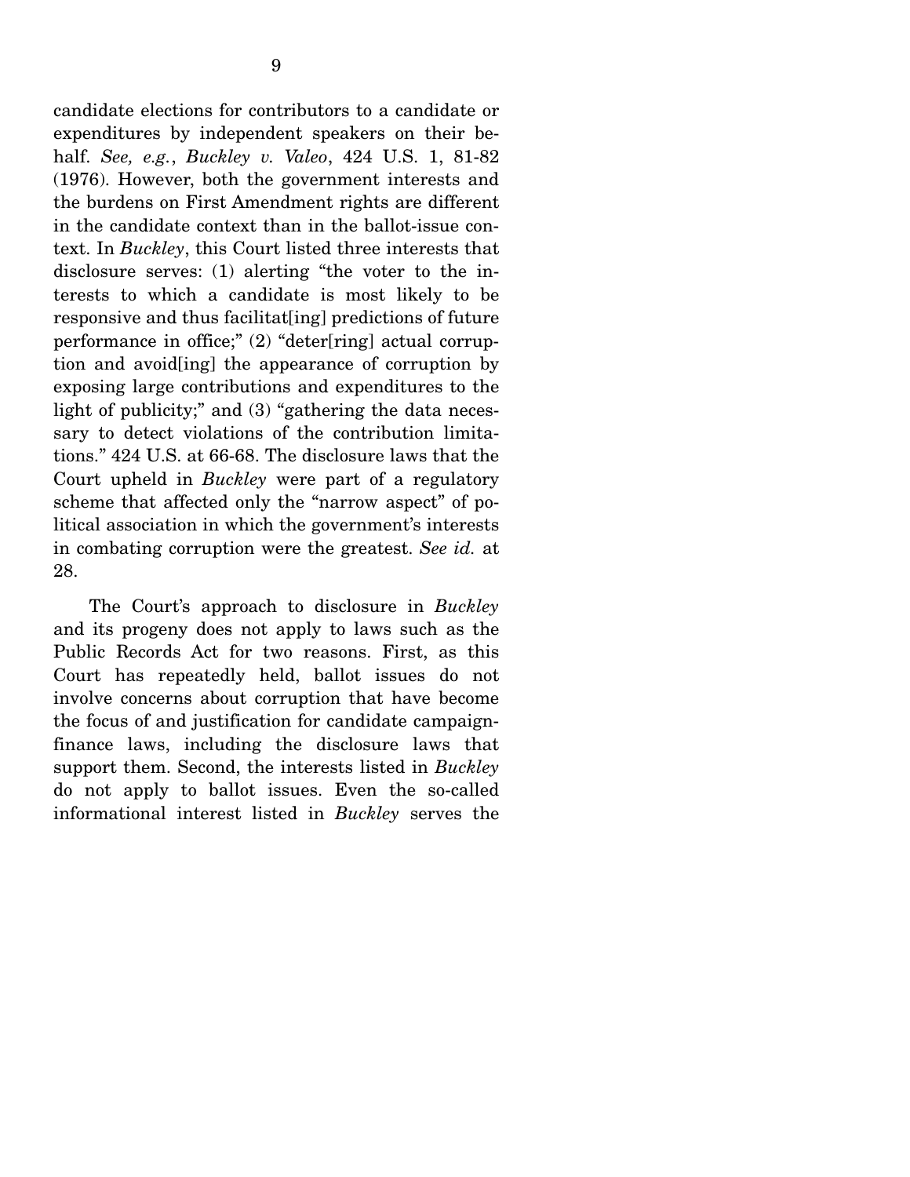candidate elections for contributors to a candidate or expenditures by independent speakers on their behalf. *See, e.g.*, *Buckley v. Valeo*, 424 U.S. 1, 81-82 (1976). However, both the government interests and the burdens on First Amendment rights are different in the candidate context than in the ballot-issue context. In *Buckley*, this Court listed three interests that disclosure serves: (1) alerting "the voter to the interests to which a candidate is most likely to be responsive and thus facilitat[ing] predictions of future performance in office;" (2) "deter[ring] actual corruption and avoid[ing] the appearance of corruption by exposing large contributions and expenditures to the light of publicity;" and (3) "gathering the data necessary to detect violations of the contribution limitations." 424 U.S. at 66-68. The disclosure laws that the Court upheld in *Buckley* were part of a regulatory scheme that affected only the "narrow aspect" of political association in which the government's interests in combating corruption were the greatest. *See id.* at 28.

The Court's approach to disclosure in *Buckley* and its progeny does not apply to laws such as the Public Records Act for two reasons. First, as this Court has repeatedly held, ballot issues do not involve concerns about corruption that have become the focus of and justification for candidate campaign-finance laws, including the disclosure laws that support them. Second, the interests listed in *Buckley* do not apply to ballot issues. Even the so-called informational interest listed in *Buckley* serves the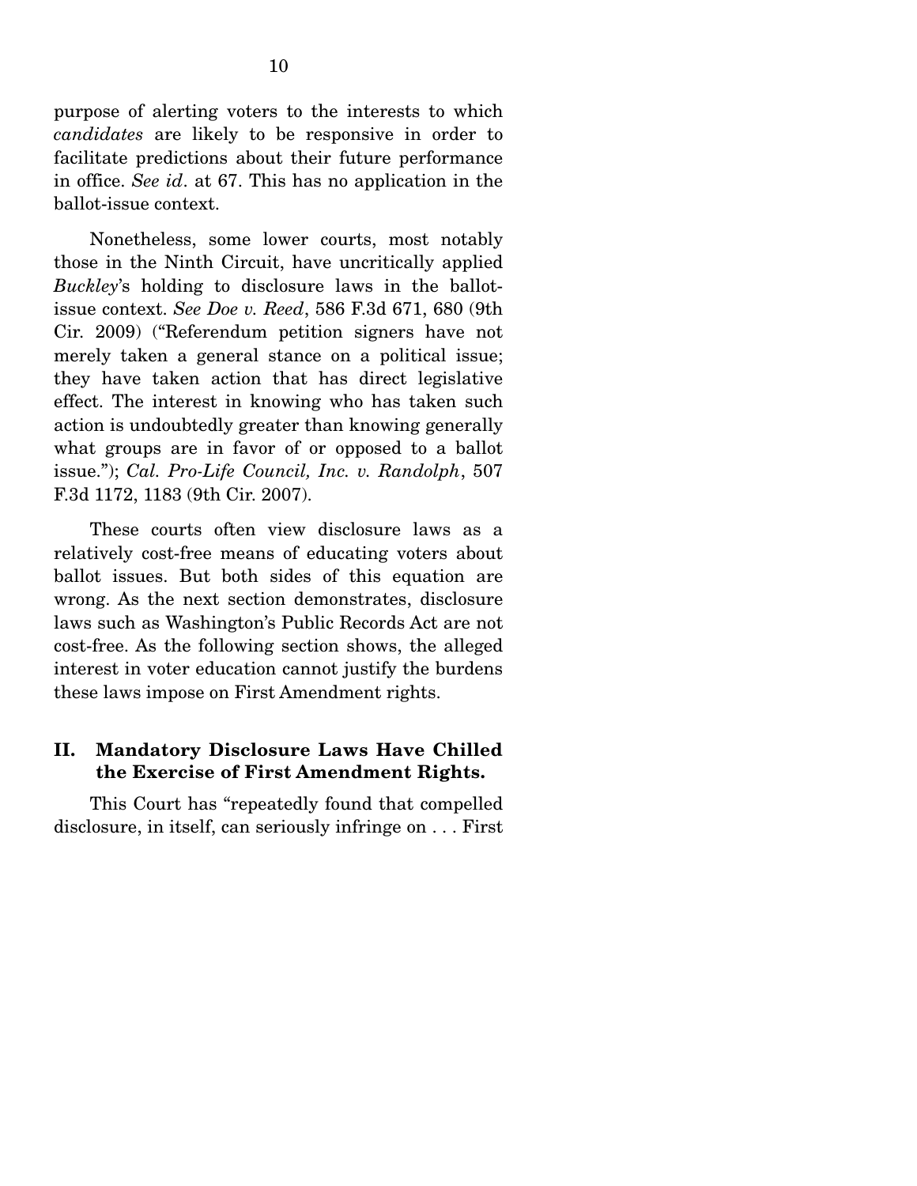purpose of alerting voters to the interests to which *candidates* are likely to be responsive in order to facilitate predictions about their future performance in office. *See id*. at 67. This has no application in the ballot-issue context.

Nonetheless, some lower courts, most notably those in the Ninth Circuit, have uncritically applied *Buckley*'s holding to disclosure laws in the ballot-issue context. *See Doe v. Reed*, 586 F.3d 671, 680 (9th Cir. 2009) ("Referendum petition signers have not merely taken a general stance on a political issue; they have taken action that has direct legislative effect. The interest in knowing who has taken such action is undoubtedly greater than knowing generally what groups are in favor of or opposed to a ballot issue."); *Cal. Pro-Life Council, Inc. v. Randolph*, 507 F.3d 1172, 1183 (9th Cir. 2007).

These courts often view disclosure laws as a relatively cost-free means of educating voters about ballot issues. But both sides of this equation are wrong. As the next section demonstrates, disclosure laws such as Washington's Public Records Act are not cost-free. As the following section shows, the alleged interest in voter education cannot justify the burdens these laws impose on First Amendment rights.

## II. Mandatory Disclosure Laws Have Chilled the Exercise of First Amendment Rights.

This Court has "repeatedly found that compelled disclosure, in itself, can seriously infringe on . . . First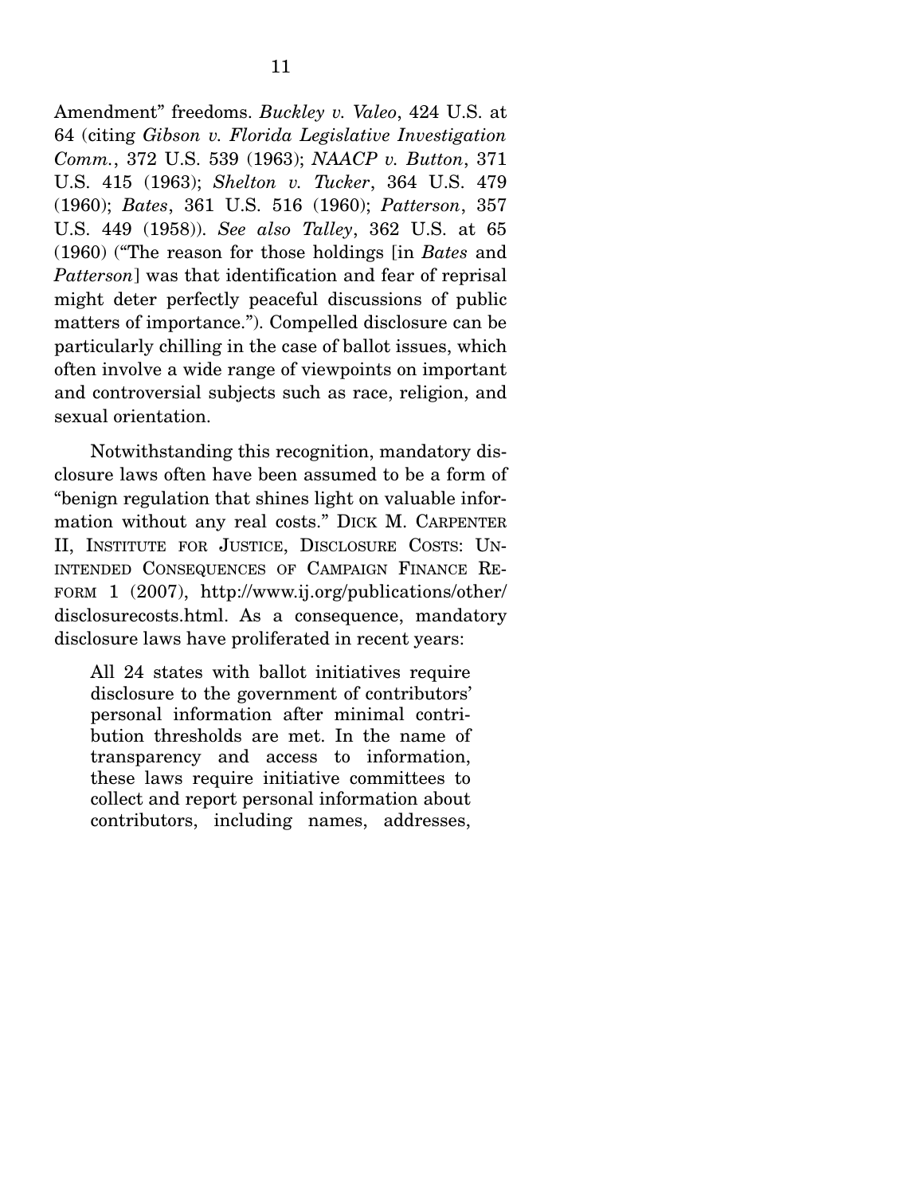Amendment" freedoms. *Buckley v. Valeo*, 424 U.S. at 64 (citing *Gibson v. Florida Legislative Investigation Comm.*, 372 U.S. 539 (1963); *NAACP v. Button*, 371 U.S. 415 (1963); *Shelton v. Tucker*, 364 U.S. 479 (1960); *Bates*, 361 U.S. 516 (1960); *Patterson*, 357 U.S. 449 (1958)). *See also Talley*, 362 U.S. at 65 (1960) ("The reason for those holdings [in *Bates* and *Patterson*] was that identification and fear of reprisal might deter perfectly peaceful discussions of public matters of importance."). Compelled disclosure can be particularly chilling in the case of ballot issues, which often involve a wide range of viewpoints on important and controversial subjects such as race, religion, and sexual orientation.

Notwithstanding this recognition, mandatory disclosure laws often have been assumed to be a form of "benign regulation that shines light on valuable information without any real costs." DICK M. CARPENTER II, INSTITUTE FOR JUSTICE, DISCLOSURE COSTS: UNINTENDED CONSEQUENCES OF CAMPAIGN FINANCE REFORM 1 (2007), http://www.ij.org/publications/other/disclosurecosts.html. As a consequence, mandatory disclosure laws have proliferated in recent years:

> All 24 states with ballot initiatives require disclosure to the government of contributors' personal information after minimal contribution thresholds are met. In the name of transparency and access to information, these laws require initiative committees to collect and report personal information about contributors, including names, addresses,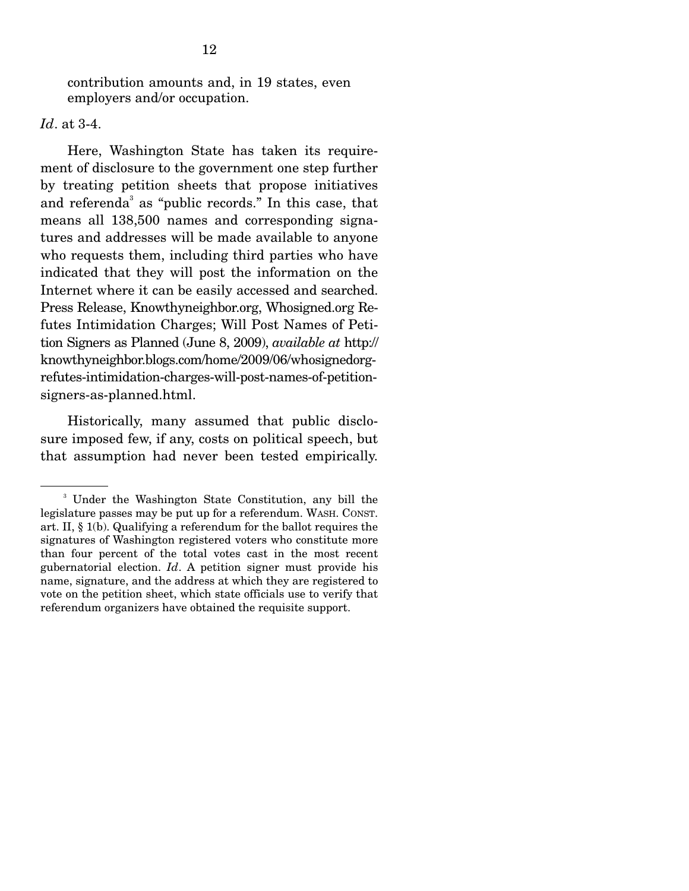contribution amounts and, in 19 states, even employers and/or occupation.

*Id*. at 3-4.

Here, Washington State has taken its requirement of disclosure to the government one step further by treating petition sheets that propose initiatives and referenda[3] as "public records." In this case, that means all 138,500 names and corresponding signatures and addresses will be made available to anyone who requests them, including third parties who have indicated that they will post the information on the Internet where it can be easily accessed and searched. Press Release, Knowthyneighbor.org, Whosigned.org Refutes Intimidation Charges; Will Post Names of Petition Signers as Planned (June 8, 2009), *available at* http://knowthyneighbor.blogs.com/home/2009/06/whosignedorg-refutes-intimidation-charges-will-post-names-of-petition-signers-as-planned.html.

Historically, many assumed that public disclosure imposed few, if any, costs on political speech, but that assumption had never been tested empirically.

---

[3] Under the Washington State Constitution, any bill the legislature passes may be put up for a referendum. WASH. CONST. art. II, § 1(b). Qualifying a referendum for the ballot requires the signatures of Washington registered voters who constitute more than four percent of the total votes cast in the most recent gubernatorial election. *Id*. A petition signer must provide his name, signature, and the address at which they are registered to vote on the petition sheet, which state officials use to verify that referendum organizers have obtained the requisite support.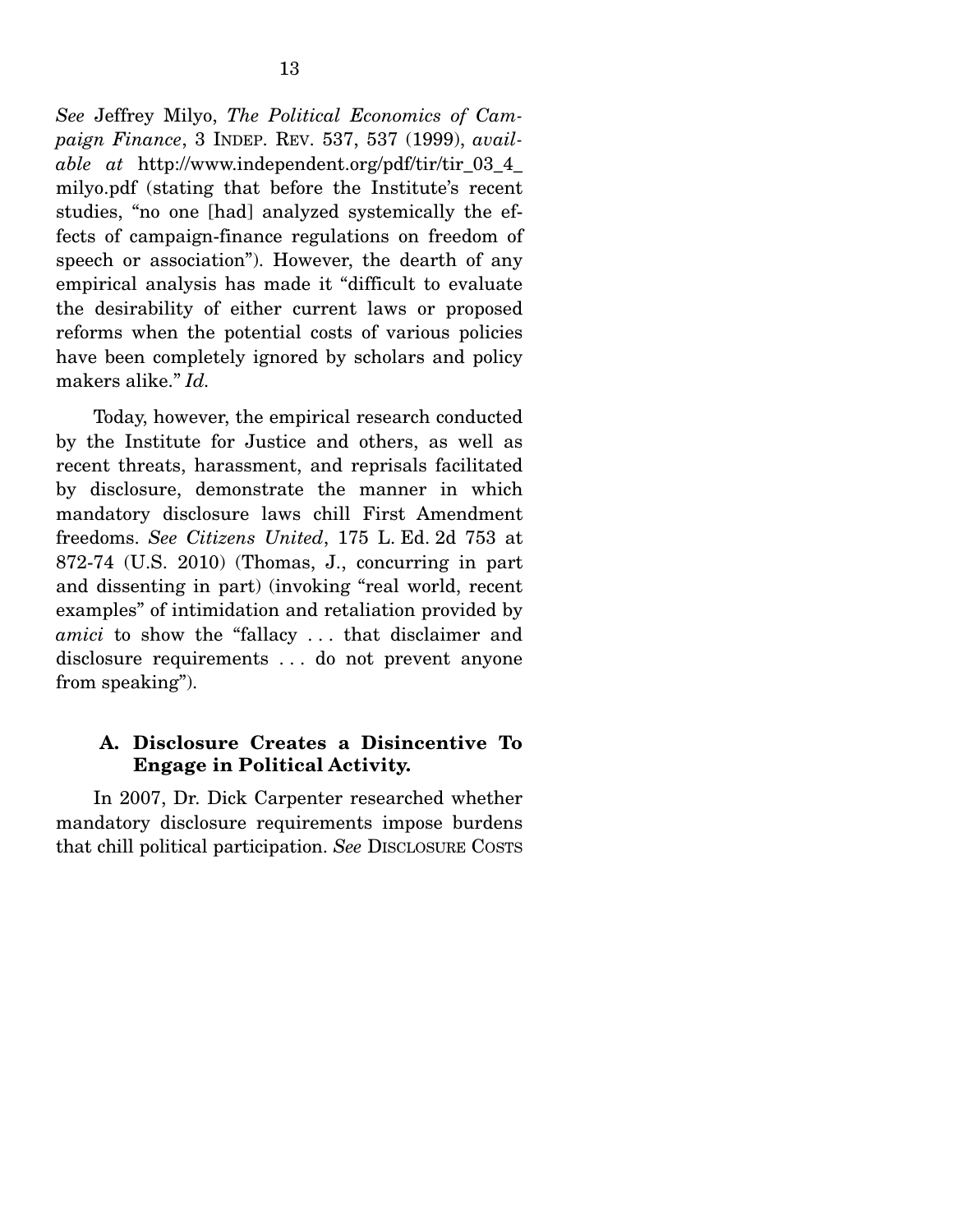*See* Jeffrey Milyo, *The Political Economics of Campaign Finance*, 3 INDEP. REV. 537, 537 (1999), *available at* http://www.independent.org/pdf/tir/tir_03_4_milyo.pdf (stating that before the Institute's recent studies, "no one [had] analyzed systemically the effects of campaign-finance regulations on freedom of speech or association"). However, the dearth of any empirical analysis has made it "difficult to evaluate the desirability of either current laws or proposed reforms when the potential costs of various policies have been completely ignored by scholars and policy makers alike." *Id.*

Today, however, the empirical research conducted by the Institute for Justice and others, as well as recent threats, harassment, and reprisals facilitated by disclosure, demonstrate the manner in which mandatory disclosure laws chill First Amendment freedoms. *See Citizens United*, 175 L. Ed. 2d 753 at 872-74 (U.S. 2010) (Thomas, J., concurring in part and dissenting in part) (invoking "real world, recent examples" of intimidation and retaliation provided by *amici* to show the "fallacy . . . that disclaimer and disclosure requirements . . . do not prevent anyone from speaking").

### A. Disclosure Creates a Disincentive To Engage in Political Activity.

In 2007, Dr. Dick Carpenter researched whether mandatory disclosure requirements impose burdens that chill political participation. *See* DISCLOSURE COSTS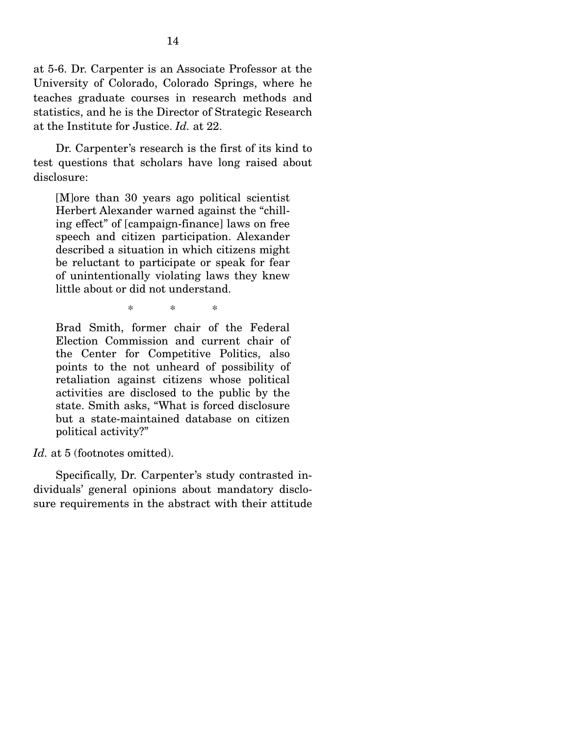at 5-6. Dr. Carpenter is an Associate Professor at the University of Colorado, Colorado Springs, where he teaches graduate courses in research methods and statistics, and he is the Director of Strategic Research at the Institute for Justice. *Id.* at 22.

Dr. Carpenter's research is the first of its kind to test questions that scholars have long raised about disclosure:

> [M]ore than 30 years ago political scientist Herbert Alexander warned against the "chilling effect" of [campaign-finance] laws on free speech and citizen participation. Alexander described a situation in which citizens might be reluctant to participate or speak for fear of unintentionally violating laws they knew little about or did not understand.
>
> \* \* \*
>
> Brad Smith, former chair of the Federal Election Commission and current chair of the Center for Competitive Politics, also points to the not unheard of possibility of retaliation against citizens whose political activities are disclosed to the public by the state. Smith asks, "What is forced disclosure but a state-maintained database on citizen political activity?"

*Id.* at 5 (footnotes omitted).

Specifically, Dr. Carpenter's study contrasted individuals' general opinions about mandatory disclosure requirements in the abstract with their attitude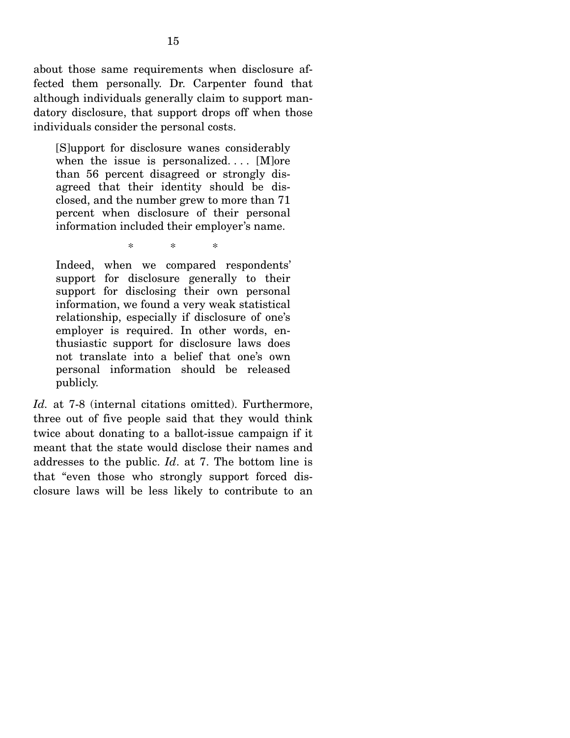about those same requirements when disclosure affected them personally. Dr. Carpenter found that although individuals generally claim to support mandatory disclosure, that support drops off when those individuals consider the personal costs.

> [S]upport for disclosure wanes considerably when the issue is personalized. . . . [M]ore than 56 percent disagreed or strongly disagreed that their identity should be disclosed, and the number grew to more than 71 percent when disclosure of their personal information included their employer's name.
>
> \* \* \*
>
> Indeed, when we compared respondents' support for disclosure generally to their support for disclosing their own personal information, we found a very weak statistical relationship, especially if disclosure of one's employer is required. In other words, enthusiastic support for disclosure laws does not translate into a belief that one's own personal information should be released publicly.

*Id.* at 7-8 (internal citations omitted). Furthermore, three out of five people said that they would think twice about donating to a ballot-issue campaign if it meant that the state would disclose their names and addresses to the public. *Id*. at 7. The bottom line is that "even those who strongly support forced disclosure laws will be less likely to contribute to an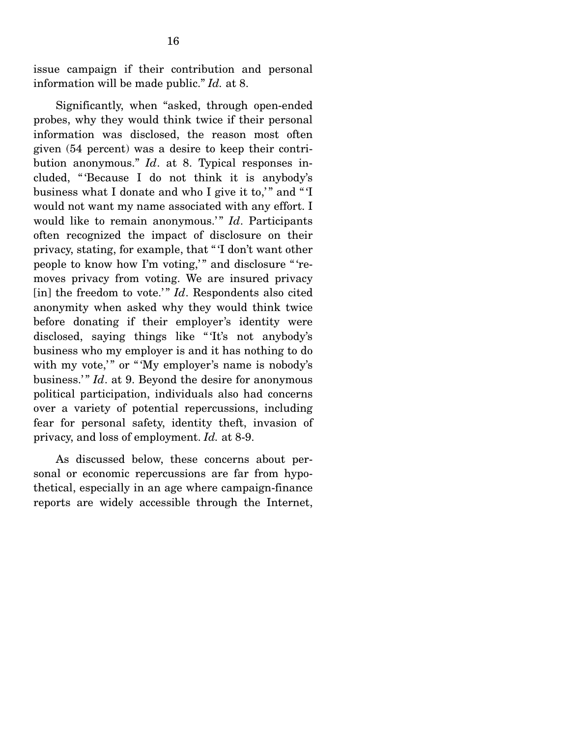issue campaign if their contribution and personal information will be made public." *Id.* at 8.

Significantly, when "asked, through open-ended probes, why they would think twice if their personal information was disclosed, the reason most often given (54 percent) was a desire to keep their contribution anonymous." *Id*. at 8. Typical responses included, "'Because I do not think it is anybody's business what I donate and who I give it to,'" and "'I would not want my name associated with any effort. I would like to remain anonymous.'" *Id*. Participants often recognized the impact of disclosure on their privacy, stating, for example, that "'I don't want other people to know how I'm voting,'" and disclosure "'removes privacy from voting. We are insured privacy [in] the freedom to vote.'" *Id*. Respondents also cited anonymity when asked why they would think twice before donating if their employer's identity were disclosed, saying things like "'It's not anybody's business who my employer is and it has nothing to do with my vote,'" or "'My employer's name is nobody's business.'" *Id*. at 9. Beyond the desire for anonymous political participation, individuals also had concerns over a variety of potential repercussions, including fear for personal safety, identity theft, invasion of privacy, and loss of employment. *Id.* at 8-9.

As discussed below, these concerns about personal or economic repercussions are far from hypothetical, especially in an age where campaign-finance reports are widely accessible through the Internet,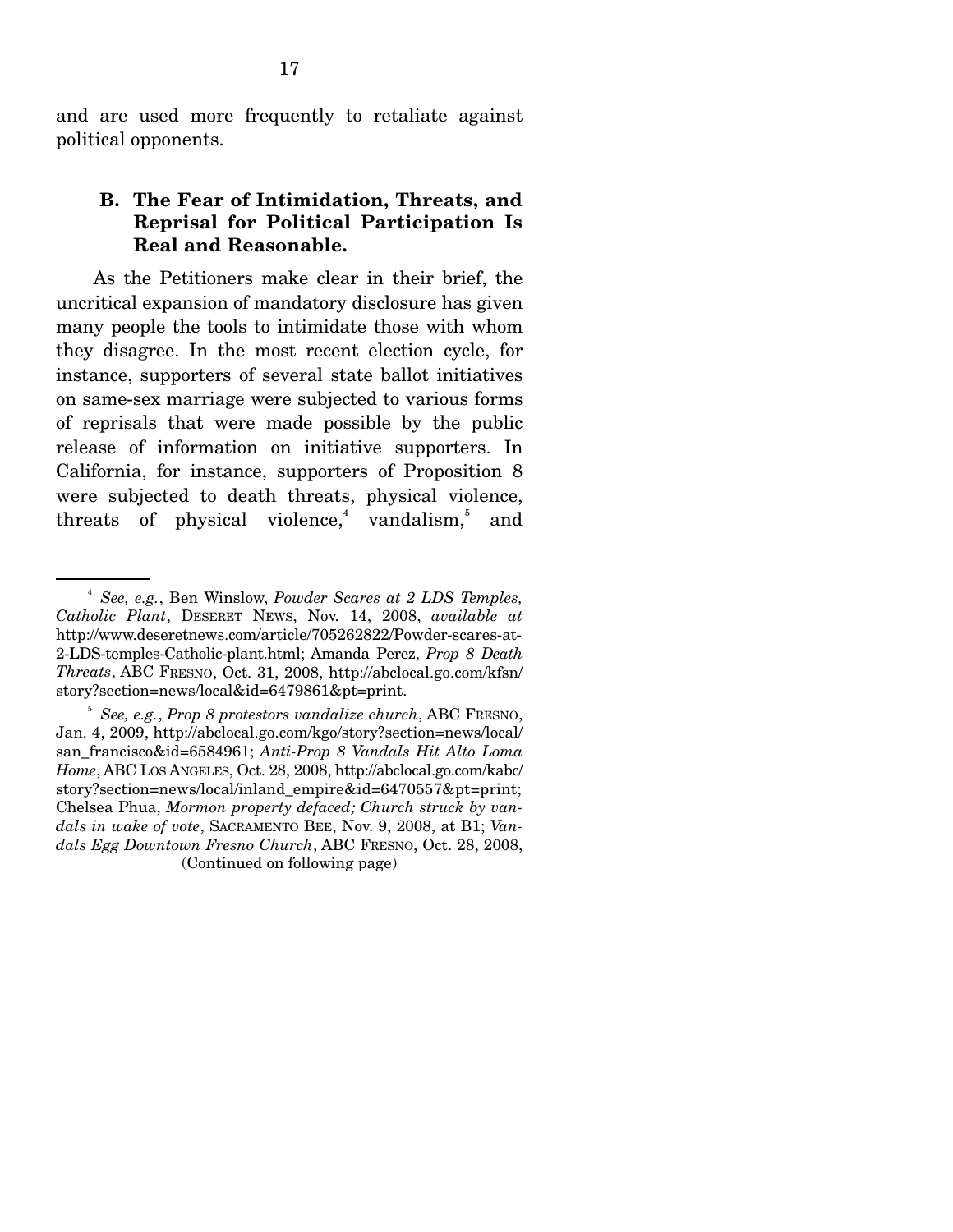and are used more frequently to retaliate against political opponents.

### B. The Fear of Intimidation, Threats, and Reprisal for Political Participation Is Real and Reasonable.

As the Petitioners make clear in their brief, the uncritical expansion of mandatory disclosure has given many people the tools to intimidate those with whom they disagree. In the most recent election cycle, for instance, supporters of several state ballot initiatives on same-sex marriage were subjected to various forms of reprisals that were made possible by the public release of information on initiative supporters. In California, for instance, supporters of Proposition 8 were subjected to death threats, physical violence, threats of physical violence,[4] vandalism,[5] and

---

[4] *See, e.g.*, Ben Winslow, *Powder Scares at 2 LDS Temples, Catholic Plant*, DESERET NEWS, Nov. 14, 2008, *available at* http://www.deseretnews.com/article/705262822/Powder-scares-at-2-LDS-temples-Catholic-plant.html; Amanda Perez, *Prop 8 Death Threats*, ABC FRESNO, Oct. 31, 2008, http://abclocal.go.com/kfsn/story?section=news/local&id=6479861&pt=print.

[5] *See, e.g.*, *Prop 8 protestors vandalize church*, ABC FRESNO, Jan. 4, 2009, http://abclocal.go.com/kgo/story?section=news/local/san_francisco&id=6584961; *Anti-Prop 8 Vandals Hit Alto Loma Home*, ABC LOS ANGELES, Oct. 28, 2008, http://abclocal.go.com/kabc/story?section=news/local/inland_empire&id=6470557&pt=print; Chelsea Phua, *Mormon property defaced; Church struck by vandals in wake of vote*, SACRAMENTO BEE, Nov. 9, 2008, at B1; *Vandals Egg Downtown Fresno Church*, ABC FRESNO, Oct. 28, 2008,

(Continued on following page)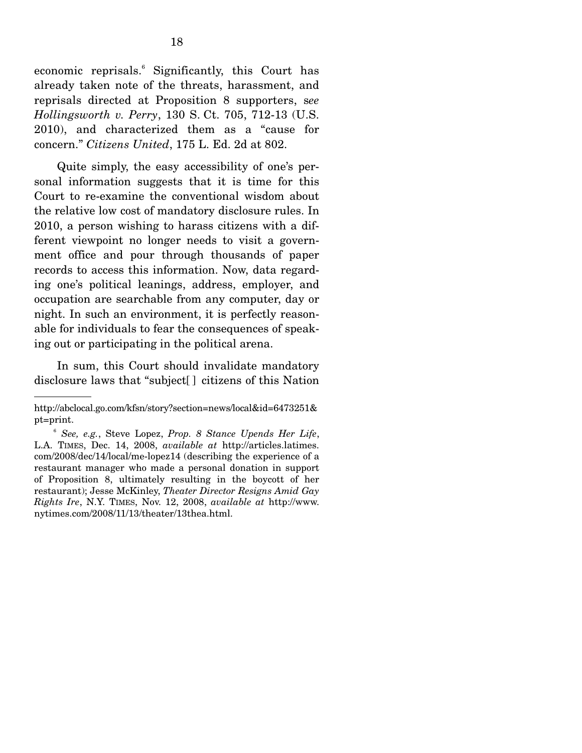economic reprisals.[6] Significantly, this Court has already taken note of the threats, harassment, and reprisals directed at Proposition 8 supporters, *see Hollingsworth v. Perry*, 130 S. Ct. 705, 712-13 (U.S. 2010), and characterized them as a "cause for concern." *Citizens United*, 175 L. Ed. 2d at 802.

Quite simply, the easy accessibility of one's personal information suggests that it is time for this Court to re-examine the conventional wisdom about the relative low cost of mandatory disclosure rules. In 2010, a person wishing to harass citizens with a different viewpoint no longer needs to visit a government office and pour through thousands of paper records to access this information. Now, data regarding one's political leanings, address, employer, and occupation are searchable from any computer, day or night. In such an environment, it is perfectly reasonable for individuals to fear the consequences of speaking out or participating in the political arena.

In sum, this Court should invalidate mandatory disclosure laws that "subject[ ] citizens of this Nation

---

http://abclocal.go.com/kfsn/story?section=news/local&id=6473251&pt=print.

[6] *See, e.g.*, Steve Lopez, *Prop. 8 Stance Upends Her Life*, L.A. TIMES, Dec. 14, 2008, *available at* http://articles.latimes.com/2008/dec/14/local/me-lopez14 (describing the experience of a restaurant manager who made a personal donation in support of Proposition 8, ultimately resulting in the boycott of her restaurant); Jesse McKinley, *Theater Director Resigns Amid Gay Rights Ire*, N.Y. TIMES, Nov. 12, 2008, *available at* http://www.nytimes.com/2008/11/13/theater/13thea.html.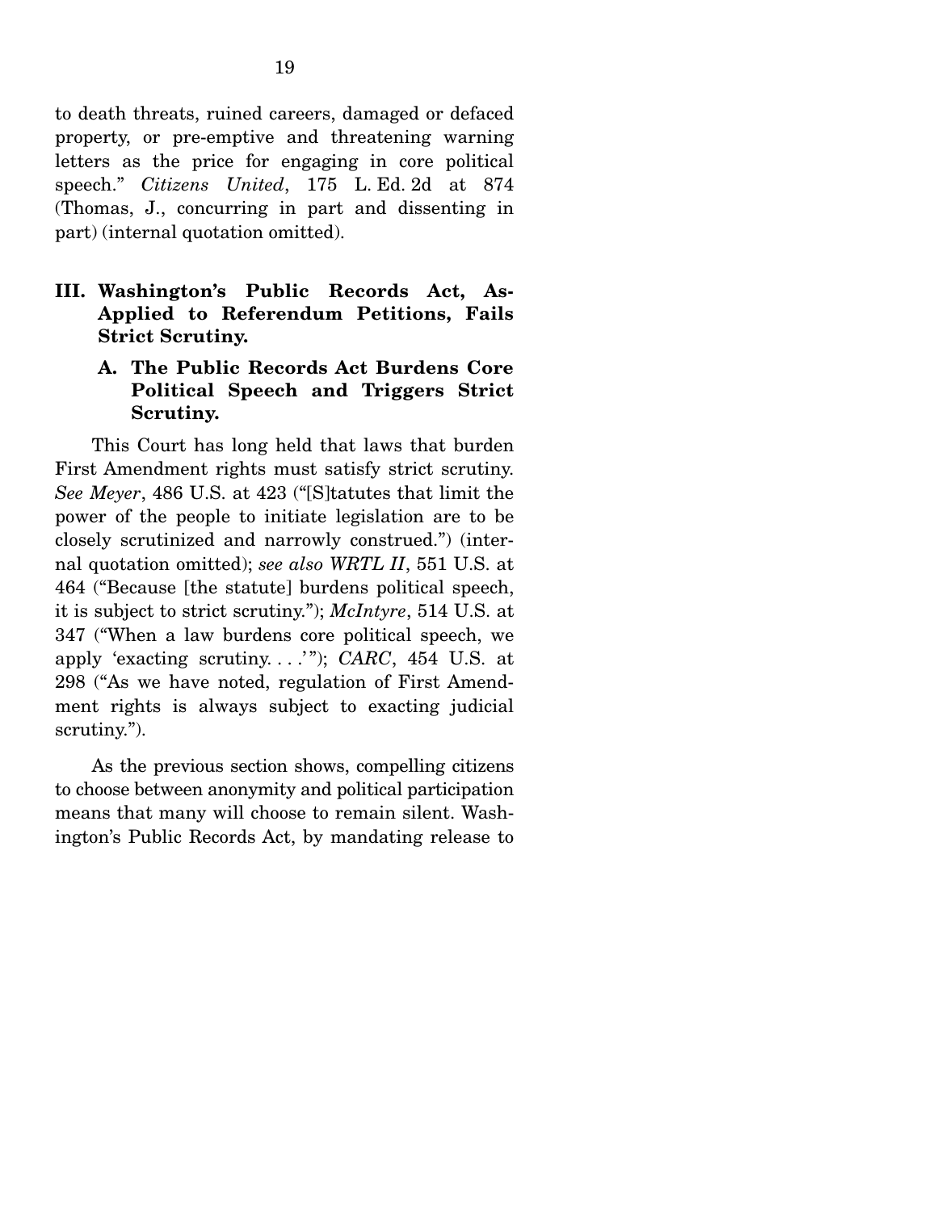to death threats, ruined careers, damaged or defaced property, or pre-emptive and threatening warning letters as the price for engaging in core political speech." *Citizens United*, 175 L. Ed. 2d at 874 (Thomas, J., concurring in part and dissenting in part) (internal quotation omitted).

## III. Washington's Public Records Act, As-Applied to Referendum Petitions, Fails Strict Scrutiny.

### A. The Public Records Act Burdens Core Political Speech and Triggers Strict Scrutiny.

This Court has long held that laws that burden First Amendment rights must satisfy strict scrutiny. *See Meyer*, 486 U.S. at 423 ("[S]tatutes that limit the power of the people to initiate legislation are to be closely scrutinized and narrowly construed.") (internal quotation omitted); *see also WRTL II*, 551 U.S. at 464 ("Because [the statute] burdens political speech, it is subject to strict scrutiny."); *McIntyre*, 514 U.S. at 347 ("When a law burdens core political speech, we apply 'exacting scrutiny. . . .'"); *CARC*, 454 U.S. at 298 ("As we have noted, regulation of First Amendment rights is always subject to exacting judicial scrutiny.").

As the previous section shows, compelling citizens to choose between anonymity and political participation means that many will choose to remain silent. Washington's Public Records Act, by mandating release to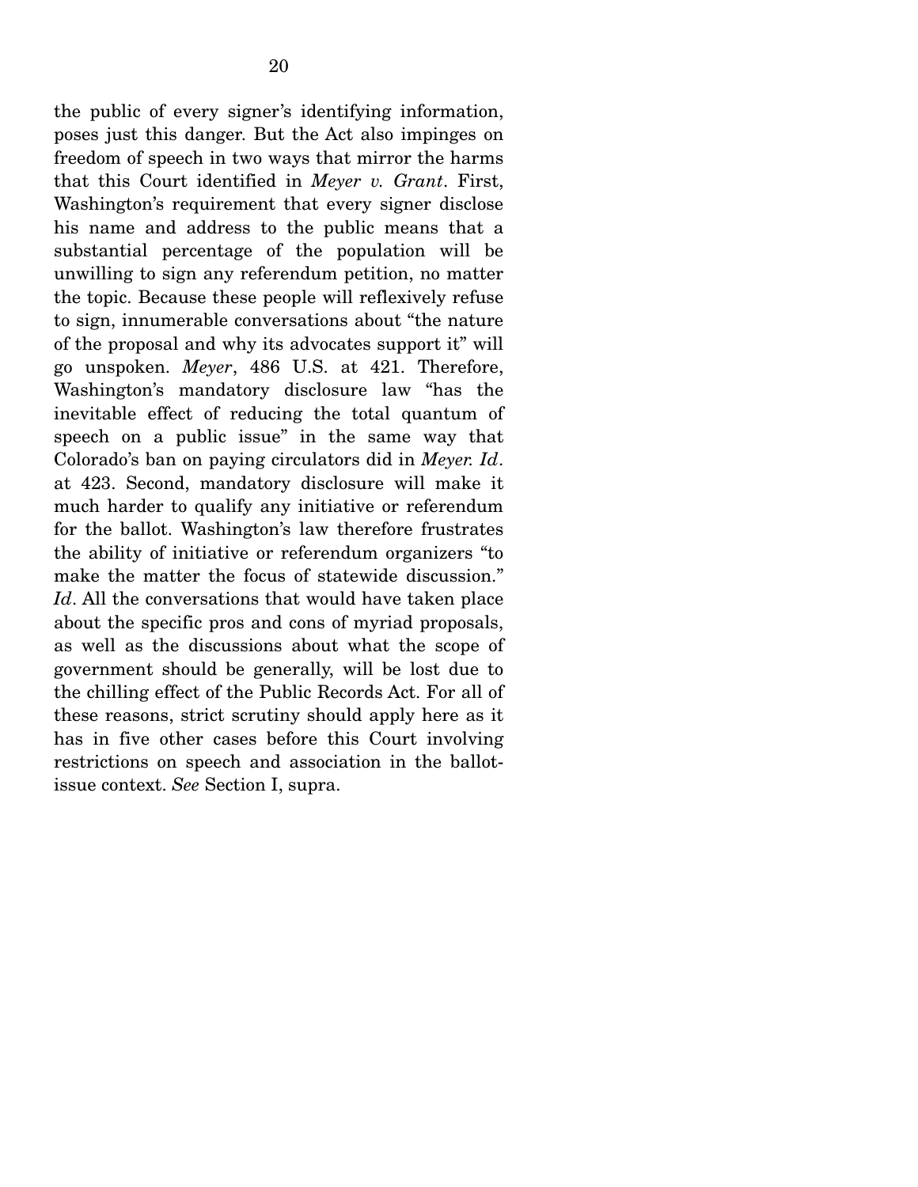the public of every signer's identifying information, poses just this danger. But the Act also impinges on freedom of speech in two ways that mirror the harms that this Court identified in *Meyer v. Grant*. First, Washington's requirement that every signer disclose his name and address to the public means that a substantial percentage of the population will be unwilling to sign any referendum petition, no matter the topic. Because these people will reflexively refuse to sign, innumerable conversations about "the nature of the proposal and why its advocates support it" will go unspoken. *Meyer*, 486 U.S. at 421. Therefore, Washington's mandatory disclosure law "has the inevitable effect of reducing the total quantum of speech on a public issue" in the same way that Colorado's ban on paying circulators did in *Meyer. Id*. at 423. Second, mandatory disclosure will make it much harder to qualify any initiative or referendum for the ballot. Washington's law therefore frustrates the ability of initiative or referendum organizers "to make the matter the focus of statewide discussion." *Id*. All the conversations that would have taken place about the specific pros and cons of myriad proposals, as well as the discussions about what the scope of government should be generally, will be lost due to the chilling effect of the Public Records Act. For all of these reasons, strict scrutiny should apply here as it has in five other cases before this Court involving restrictions on speech and association in the ballot-issue context. *See* Section I, supra.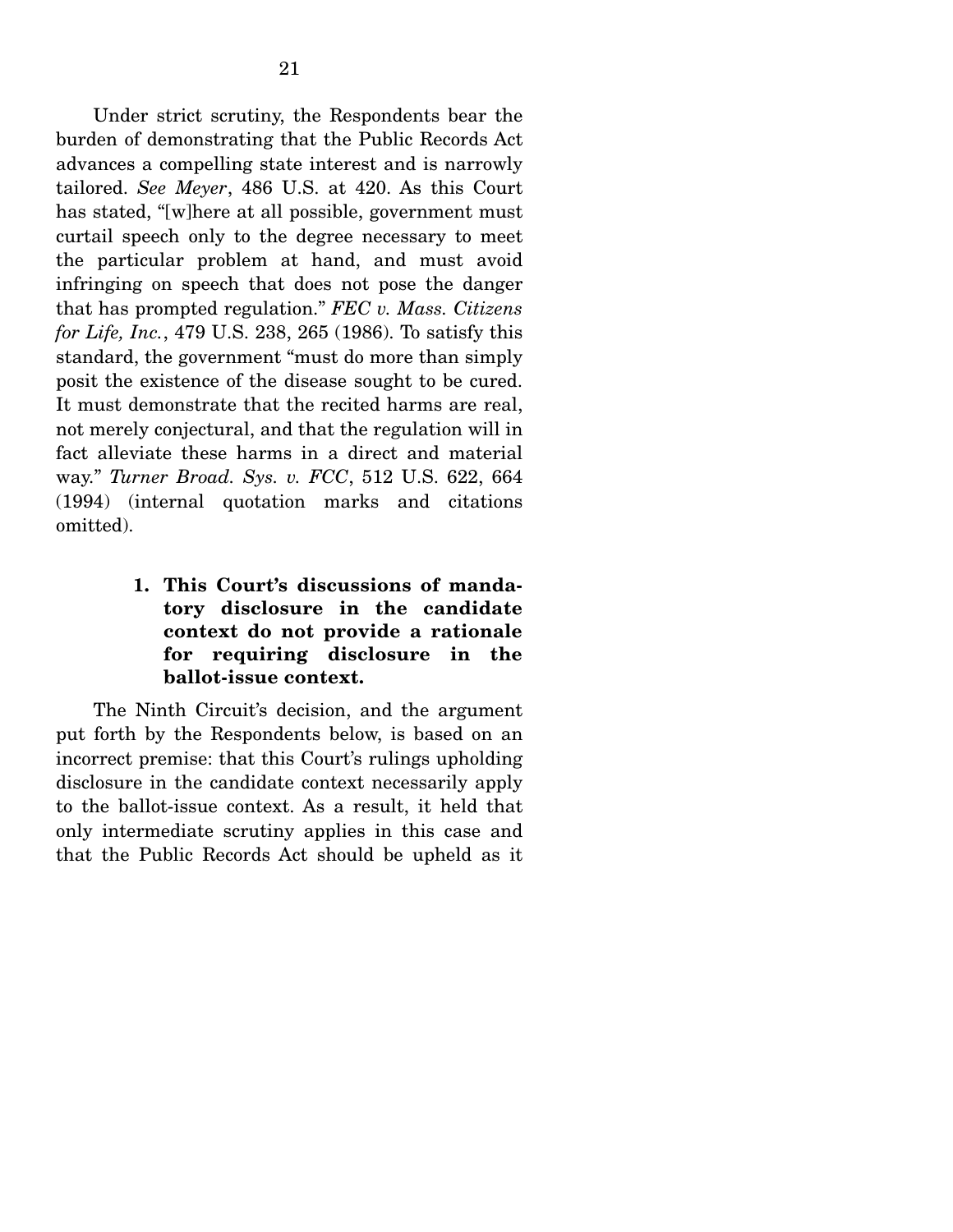Under strict scrutiny, the Respondents bear the burden of demonstrating that the Public Records Act advances a compelling state interest and is narrowly tailored. *See Meyer*, 486 U.S. at 420. As this Court has stated, "[w]here at all possible, government must curtail speech only to the degree necessary to meet the particular problem at hand, and must avoid infringing on speech that does not pose the danger that has prompted regulation." *FEC v. Mass. Citizens for Life, Inc.*, 479 U.S. 238, 265 (1986). To satisfy this standard, the government "must do more than simply posit the existence of the disease sought to be cured. It must demonstrate that the recited harms are real, not merely conjectural, and that the regulation will in fact alleviate these harms in a direct and material way." *Turner Broad. Sys. v. FCC*, 512 U.S. 622, 664 (1994) (internal quotation marks and citations omitted).

#### 1. This Court's discussions of mandatory disclosure in the candidate context do not provide a rationale for requiring disclosure in the ballot-issue context.

The Ninth Circuit's decision, and the argument put forth by the Respondents below, is based on an incorrect premise: that this Court's rulings upholding disclosure in the candidate context necessarily apply to the ballot-issue context. As a result, it held that only intermediate scrutiny applies in this case and that the Public Records Act should be upheld as it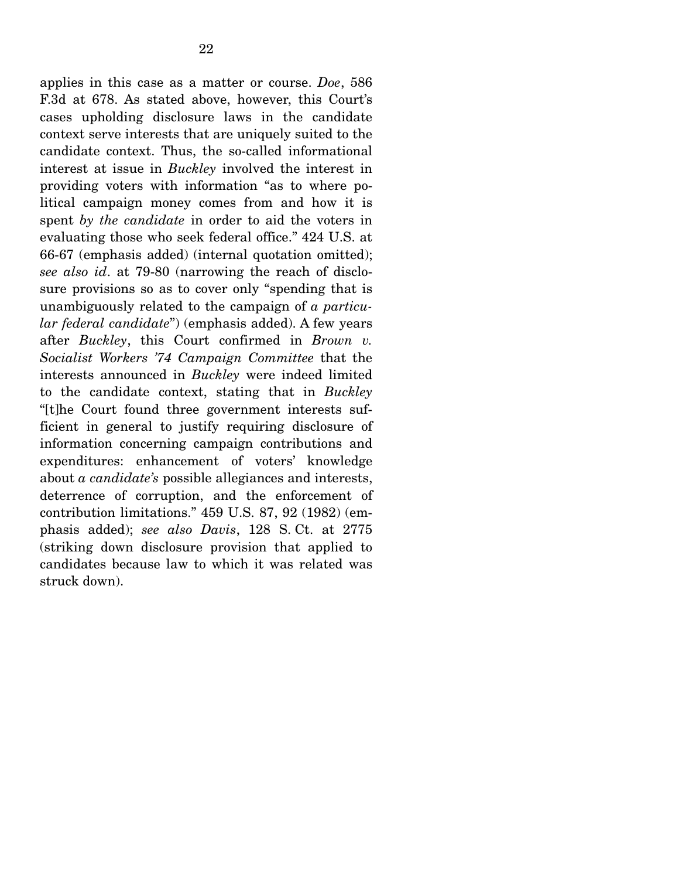applies in this case as a matter or course. *Doe*, 586 F.3d at 678. As stated above, however, this Court's cases upholding disclosure laws in the candidate context serve interests that are uniquely suited to the candidate context. Thus, the so-called informational interest at issue in *Buckley* involved the interest in providing voters with information "as to where political campaign money comes from and how it is spent *by the candidate* in order to aid the voters in evaluating those who seek federal office." 424 U.S. at 66-67 (emphasis added) (internal quotation omitted); *see also id*. at 79-80 (narrowing the reach of disclosure provisions so as to cover only "spending that is unambiguously related to the campaign of *a particular federal candidate*") (emphasis added). A few years after *Buckley*, this Court confirmed in *Brown v. Socialist Workers '74 Campaign Committee* that the interests announced in *Buckley* were indeed limited to the candidate context, stating that in *Buckley* "[t]he Court found three government interests sufficient in general to justify requiring disclosure of information concerning campaign contributions and expenditures: enhancement of voters' knowledge about *a candidate's* possible allegiances and interests, deterrence of corruption, and the enforcement of contribution limitations." 459 U.S. 87, 92 (1982) (emphasis added); *see also Davis*, 128 S. Ct. at 2775 (striking down disclosure provision that applied to candidates because law to which it was related was struck down).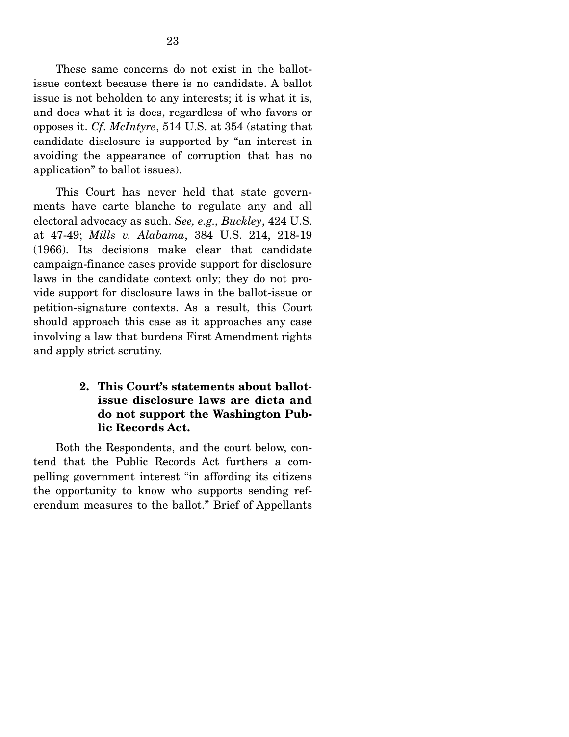These same concerns do not exist in the ballot-issue context because there is no candidate. A ballot issue is not beholden to any interests; it is what it is, and does what it is does, regardless of who favors or opposes it. *Cf. McIntyre*, 514 U.S. at 354 (stating that candidate disclosure is supported by "an interest in avoiding the appearance of corruption that has no application" to ballot issues).

This Court has never held that state governments have carte blanche to regulate any and all electoral advocacy as such. *See, e.g., Buckley*, 424 U.S. at 47-49; *Mills v. Alabama*, 384 U.S. 214, 218-19 (1966). Its decisions make clear that candidate campaign-finance cases provide support for disclosure laws in the candidate context only; they do not provide support for disclosure laws in the ballot-issue or petition-signature contexts. As a result, this Court should approach this case as it approaches any case involving a law that burdens First Amendment rights and apply strict scrutiny.

**2. This Court's statements about ballot-issue disclosure laws are dicta and do not support the Washington Public Records Act.**

Both the Respondents, and the court below, contend that the Public Records Act furthers a compelling government interest "in affording its citizens the opportunity to know who supports sending referendum measures to the ballot." Brief of Appellants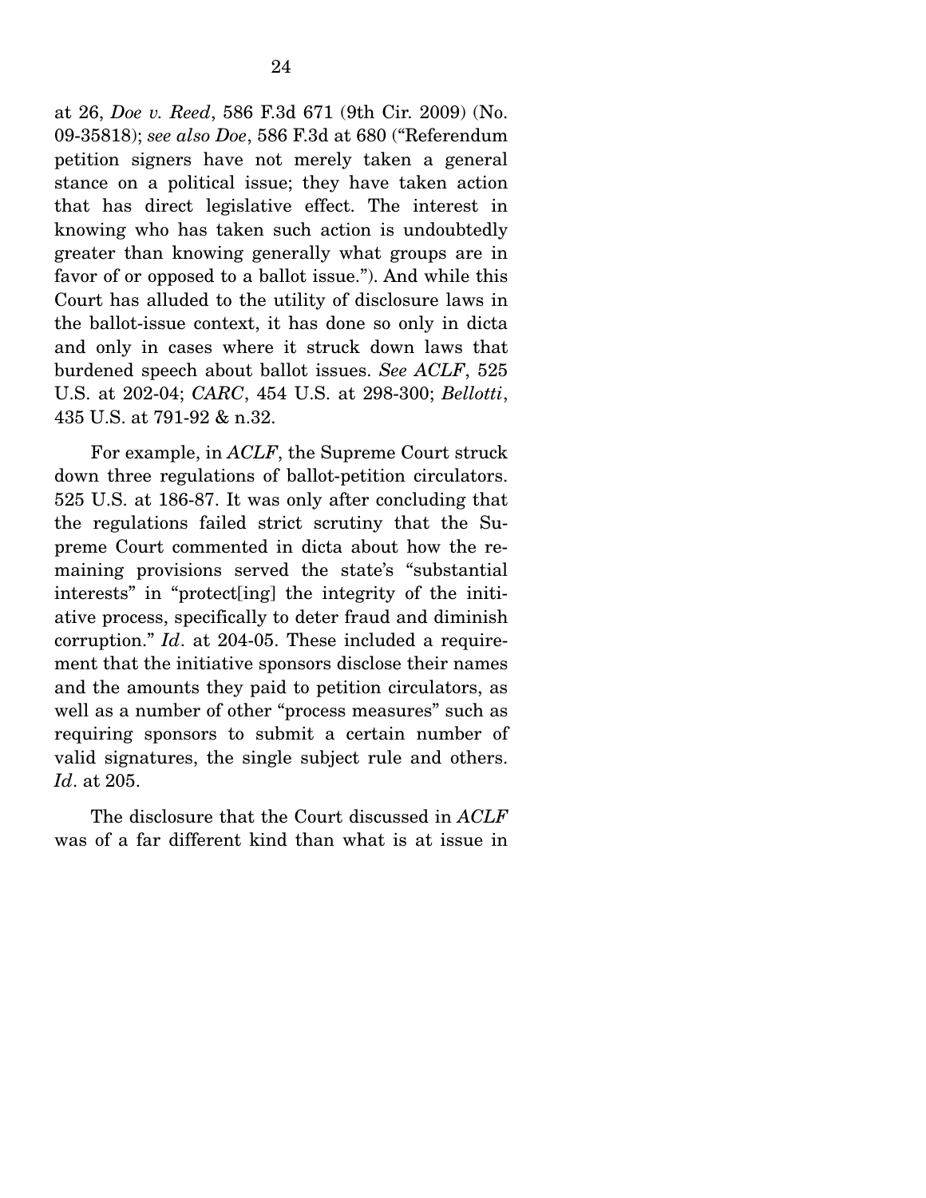at 26, *Doe v. Reed*, 586 F.3d 671 (9th Cir. 2009) (No. 09-35818); *see also Doe*, 586 F.3d at 680 ("Referendum petition signers have not merely taken a general stance on a political issue; they have taken action that has direct legislative effect. The interest in knowing who has taken such action is undoubtedly greater than knowing generally what groups are in favor of or opposed to a ballot issue."). And while this Court has alluded to the utility of disclosure laws in the ballot-issue context, it has done so only in dicta and only in cases where it struck down laws that burdened speech about ballot issues. *See ACLF*, 525 U.S. at 202-04; *CARC*, 454 U.S. at 298-300; *Bellotti*, 435 U.S. at 791-92 & n.32.

For example, in *ACLF*, the Supreme Court struck down three regulations of ballot-petition circulators. 525 U.S. at 186-87. It was only after concluding that the regulations failed strict scrutiny that the Supreme Court commented in dicta about how the remaining provisions served the state's "substantial interests" in "protect[ing] the integrity of the initiative process, specifically to deter fraud and diminish corruption." *Id*. at 204-05. These included a requirement that the initiative sponsors disclose their names and the amounts they paid to petition circulators, as well as a number of other "process measures" such as requiring sponsors to submit a certain number of valid signatures, the single subject rule and others. *Id*. at 205.

The disclosure that the Court discussed in *ACLF* was of a far different kind than what is at issue in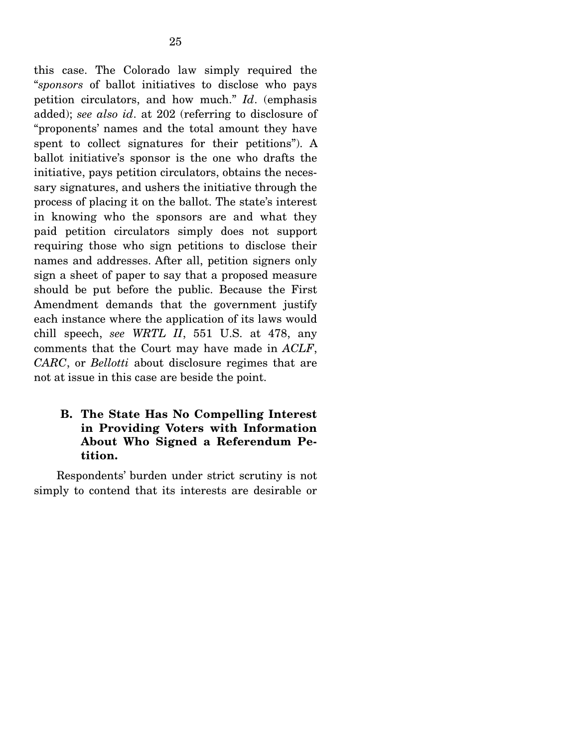this case. The Colorado law simply required the "*sponsors* of ballot initiatives to disclose who pays petition circulators, and how much." *Id*. (emphasis added); *see also id*. at 202 (referring to disclosure of "proponents' names and the total amount they have spent to collect signatures for their petitions"). A ballot initiative's sponsor is the one who drafts the initiative, pays petition circulators, obtains the necessary signatures, and ushers the initiative through the process of placing it on the ballot. The state's interest in knowing who the sponsors are and what they paid petition circulators simply does not support requiring those who sign petitions to disclose their names and addresses. After all, petition signers only sign a sheet of paper to say that a proposed measure should be put before the public. Because the First Amendment demands that the government justify each instance where the application of its laws would chill speech, *see WRTL II*, 551 U.S. at 478, any comments that the Court may have made in *ACLF*, *CARC*, or *Bellotti* about disclosure regimes that are not at issue in this case are beside the point.

### B. The State Has No Compelling Interest in Providing Voters with Information About Who Signed a Referendum Petition.

Respondents' burden under strict scrutiny is not simply to contend that its interests are desirable or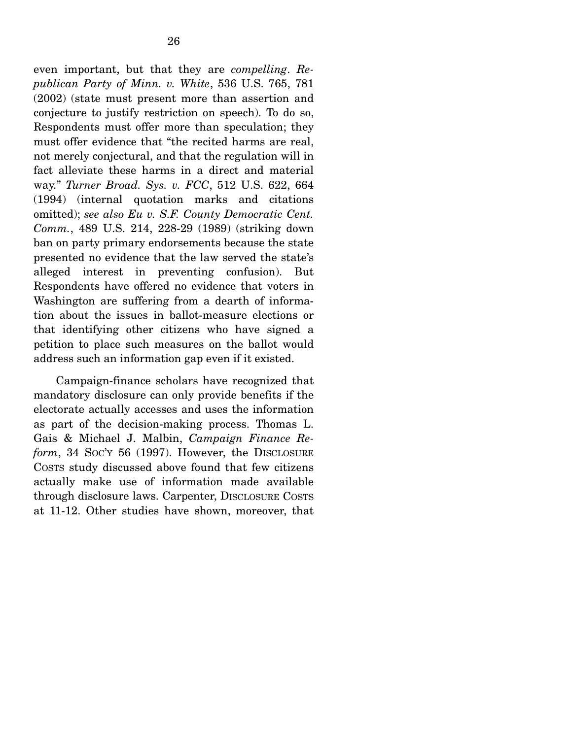even important, but that they are *compelling*. *Republican Party of Minn. v. White*, 536 U.S. 765, 781 (2002) (state must present more than assertion and conjecture to justify restriction on speech). To do so, Respondents must offer more than speculation; they must offer evidence that "the recited harms are real, not merely conjectural, and that the regulation will in fact alleviate these harms in a direct and material way." *Turner Broad. Sys. v. FCC*, 512 U.S. 622, 664 (1994) (internal quotation marks and citations omitted); *see also Eu v. S.F. County Democratic Cent. Comm.*, 489 U.S. 214, 228-29 (1989) (striking down ban on party primary endorsements because the state presented no evidence that the law served the state's alleged interest in preventing confusion). But Respondents have offered no evidence that voters in Washington are suffering from a dearth of information about the issues in ballot-measure elections or that identifying other citizens who have signed a petition to place such measures on the ballot would address such an information gap even if it existed.

Campaign-finance scholars have recognized that mandatory disclosure can only provide benefits if the electorate actually accesses and uses the information as part of the decision-making process. Thomas L. Gais & Michael J. Malbin, *Campaign Finance Reform*, 34 SOC'Y 56 (1997). However, the DISCLOSURE COSTS study discussed above found that few citizens actually make use of information made available through disclosure laws. Carpenter, DISCLOSURE COSTS at 11-12. Other studies have shown, moreover, that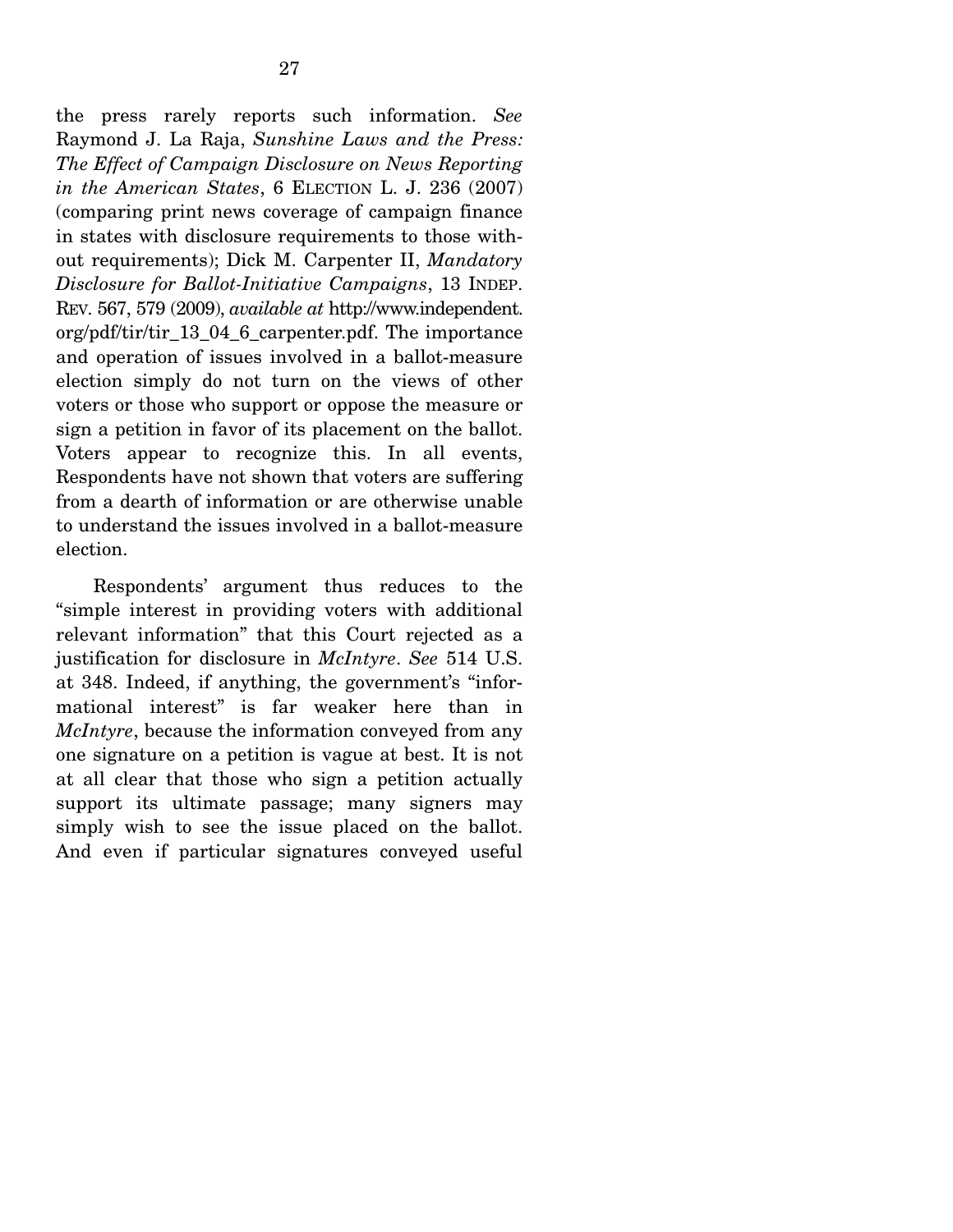the press rarely reports such information. *See* Raymond J. La Raja, *Sunshine Laws and the Press: The Effect of Campaign Disclosure on News Reporting in the American States*, 6 ELECTION L. J. 236 (2007) (comparing print news coverage of campaign finance in states with disclosure requirements to those without requirements); Dick M. Carpenter II, *Mandatory Disclosure for Ballot-Initiative Campaigns*, 13 INDEP. REV. 567, 579 (2009), *available at* http://www.independent.org/pdf/tir/tir_13_04_6_carpenter.pdf. The importance and operation of issues involved in a ballot-measure election simply do not turn on the views of other voters or those who support or oppose the measure or sign a petition in favor of its placement on the ballot. Voters appear to recognize this. In all events, Respondents have not shown that voters are suffering from a dearth of information or are otherwise unable to understand the issues involved in a ballot-measure election.

Respondents' argument thus reduces to the "simple interest in providing voters with additional relevant information" that this Court rejected as a justification for disclosure in *McIntyre*. *See* 514 U.S. at 348. Indeed, if anything, the government's "informational interest" is far weaker here than in *McIntyre*, because the information conveyed from any one signature on a petition is vague at best. It is not at all clear that those who sign a petition actually support its ultimate passage; many signers may simply wish to see the issue placed on the ballot. And even if particular signatures conveyed useful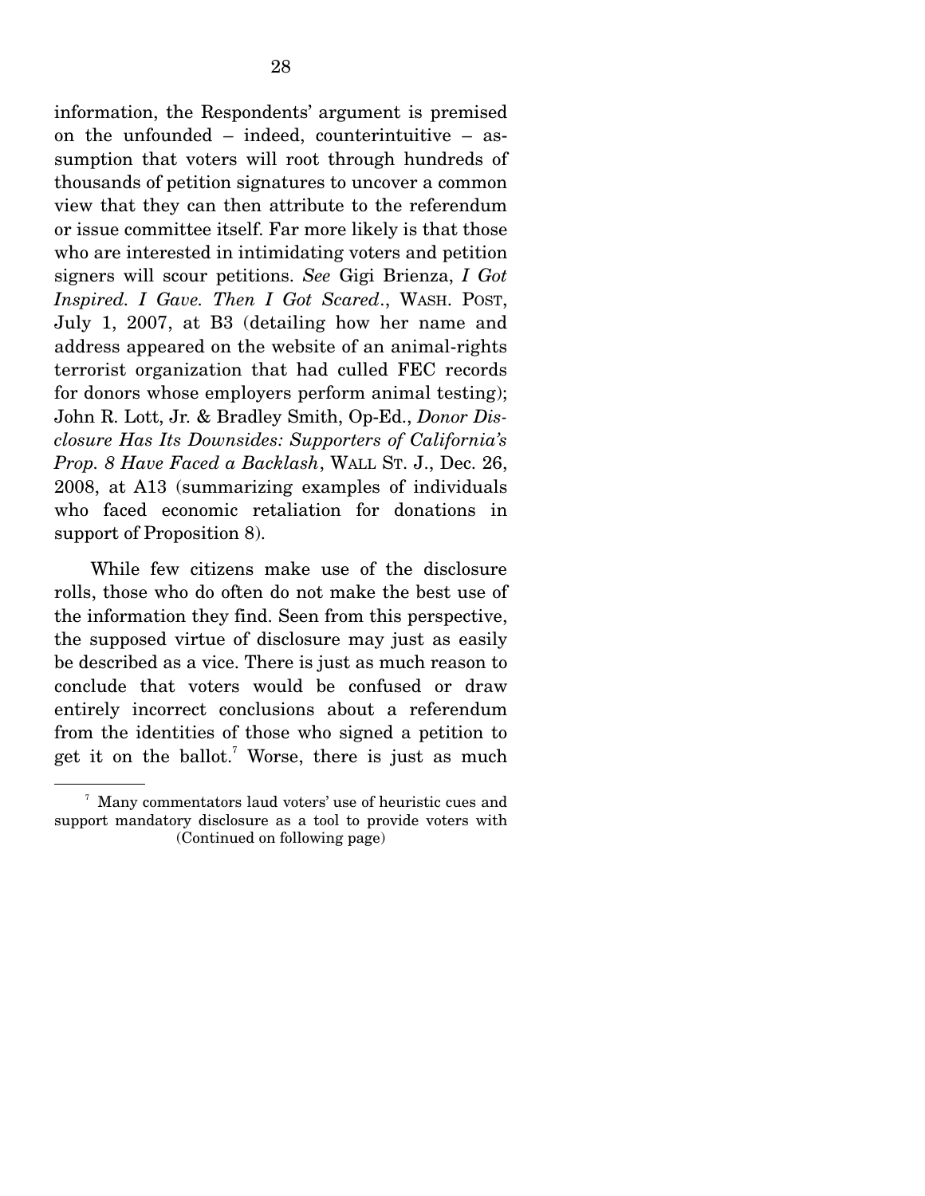information, the Respondents' argument is premised on the unfounded – indeed, counterintuitive – assumption that voters will root through hundreds of thousands of petition signatures to uncover a common view that they can then attribute to the referendum or issue committee itself. Far more likely is that those who are interested in intimidating voters and petition signers will scour petitions. *See* Gigi Brienza, *I Got Inspired. I Gave. Then I Got Scared.*, WASH. POST, July 1, 2007, at B3 (detailing how her name and address appeared on the website of an animal-rights terrorist organization that had culled FEC records for donors whose employers perform animal testing); John R. Lott, Jr. & Bradley Smith, Op-Ed., *Donor Disclosure Has Its Downsides: Supporters of California's Prop. 8 Have Faced a Backlash*, WALL ST. J., Dec. 26, 2008, at A13 (summarizing examples of individuals who faced economic retaliation for donations in support of Proposition 8).

While few citizens make use of the disclosure rolls, those who do often do not make the best use of the information they find. Seen from this perspective, the supposed virtue of disclosure may just as easily be described as a vice. There is just as much reason to conclude that voters would be confused or draw entirely incorrect conclusions about a referendum from the identities of those who signed a petition to get it on the ballot.[7] Worse, there is just as much

[7] Many commentators laud voters' use of heuristic cues and support mandatory disclosure as a tool to provide voters with (Continued on following page)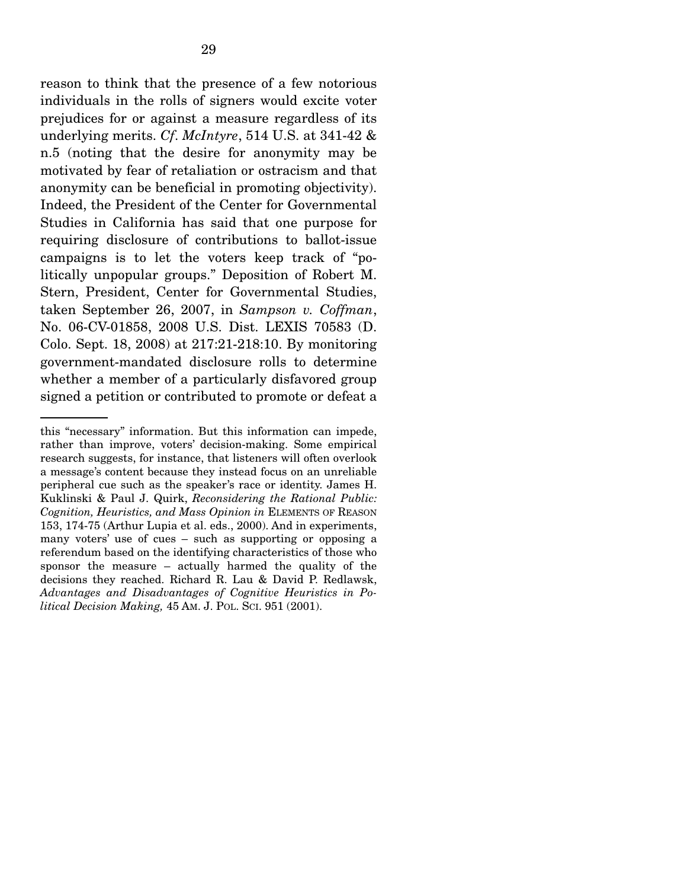reason to think that the presence of a few notorious individuals in the rolls of signers would excite voter prejudices for or against a measure regardless of its underlying merits. *Cf. McIntyre*, 514 U.S. at 341-42 & n.5 (noting that the desire for anonymity may be motivated by fear of retaliation or ostracism and that anonymity can be beneficial in promoting objectivity). Indeed, the President of the Center for Governmental Studies in California has said that one purpose for requiring disclosure of contributions to ballot-issue campaigns is to let the voters keep track of "politically unpopular groups." Deposition of Robert M. Stern, President, Center for Governmental Studies, taken September 26, 2007, in *Sampson v. Coffman*, No. 06-CV-01858, 2008 U.S. Dist. LEXIS 70583 (D. Colo. Sept. 18, 2008) at 217:21-218:10. By monitoring government-mandated disclosure rolls to determine whether a member of a particularly disfavored group signed a petition or contributed to promote or defeat a

---

this "necessary" information. But this information can impede, rather than improve, voters' decision-making. Some empirical research suggests, for instance, that listeners will often overlook a message's content because they instead focus on an unreliable peripheral cue such as the speaker's race or identity. James H. Kuklinski & Paul J. Quirk, *Reconsidering the Rational Public: Cognition, Heuristics, and Mass Opinion in* ELEMENTS OF REASON 153, 174-75 (Arthur Lupia et al. eds., 2000). And in experiments, many voters' use of cues – such as supporting or opposing a referendum based on the identifying characteristics of those who sponsor the measure – actually harmed the quality of the decisions they reached. Richard R. Lau & David P. Redlawsk, *Advantages and Disadvantages of Cognitive Heuristics in Political Decision Making,* 45 AM. J. POL. SCI. 951 (2001).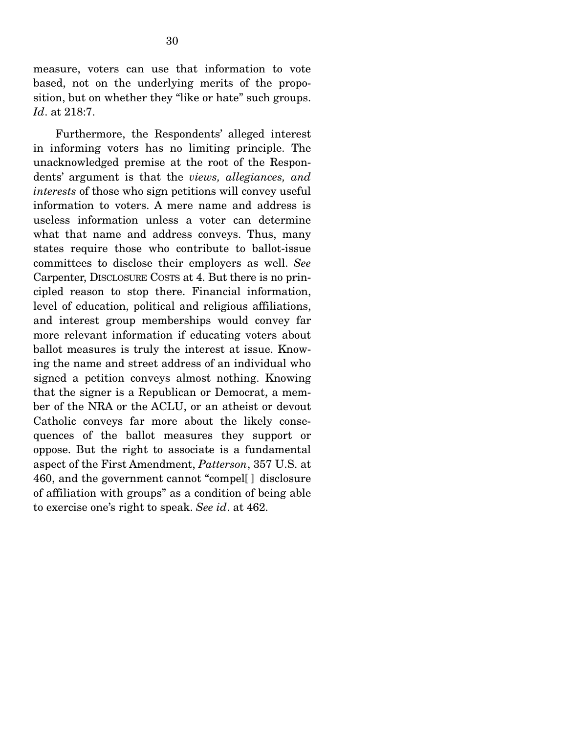measure, voters can use that information to vote based, not on the underlying merits of the proposition, but on whether they "like or hate" such groups. *Id*. at 218:7.

Furthermore, the Respondents' alleged interest in informing voters has no limiting principle. The unacknowledged premise at the root of the Respondents' argument is that the *views, allegiances, and interests* of those who sign petitions will convey useful information to voters. A mere name and address is useless information unless a voter can determine what that name and address conveys. Thus, many states require those who contribute to ballot-issue committees to disclose their employers as well. *See* Carpenter, DISCLOSURE COSTS at 4. But there is no principled reason to stop there. Financial information, level of education, political and religious affiliations, and interest group memberships would convey far more relevant information if educating voters about ballot measures is truly the interest at issue. Knowing the name and street address of an individual who signed a petition conveys almost nothing. Knowing that the signer is a Republican or Democrat, a member of the NRA or the ACLU, or an atheist or devout Catholic conveys far more about the likely consequences of the ballot measures they support or oppose. But the right to associate is a fundamental aspect of the First Amendment, *Patterson*, 357 U.S. at 460, and the government cannot "compel[ ] disclosure of affiliation with groups" as a condition of being able to exercise one's right to speak. *See id*. at 462.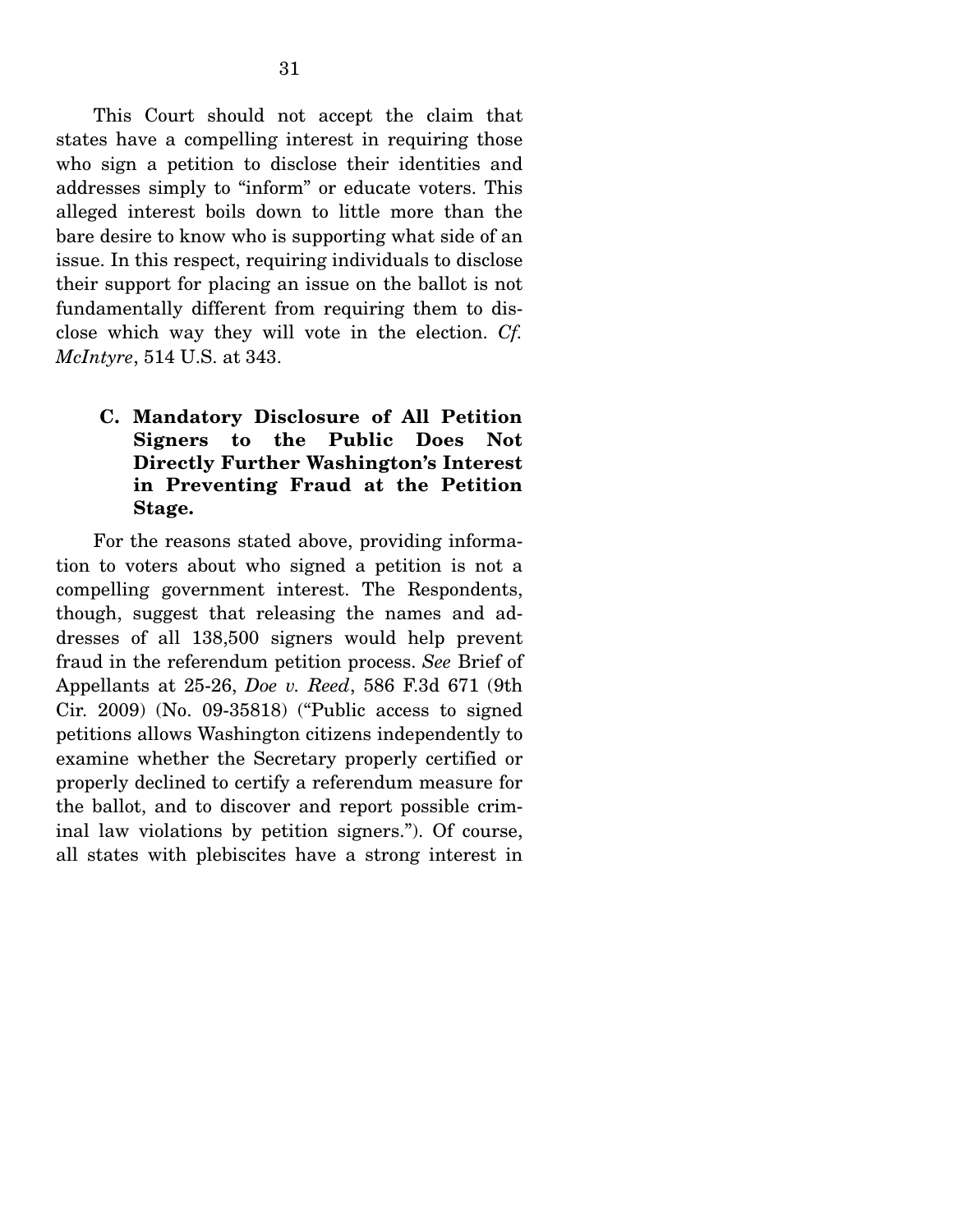This Court should not accept the claim that states have a compelling interest in requiring those who sign a petition to disclose their identities and addresses simply to "inform" or educate voters. This alleged interest boils down to little more than the bare desire to know who is supporting what side of an issue. In this respect, requiring individuals to disclose their support for placing an issue on the ballot is not fundamentally different from requiring them to disclose which way they will vote in the election. *Cf. McIntyre*, 514 U.S. at 343.

### C. Mandatory Disclosure of All Petition Signers to the Public Does Not Directly Further Washington's Interest in Preventing Fraud at the Petition Stage.

For the reasons stated above, providing information to voters about who signed a petition is not a compelling government interest. The Respondents, though, suggest that releasing the names and addresses of all 138,500 signers would help prevent fraud in the referendum petition process. *See* Brief of Appellants at 25-26, *Doe v. Reed*, 586 F.3d 671 (9th Cir. 2009) (No. 09-35818) ("Public access to signed petitions allows Washington citizens independently to examine whether the Secretary properly certified or properly declined to certify a referendum measure for the ballot, and to discover and report possible criminal law violations by petition signers."). Of course, all states with plebiscites have a strong interest in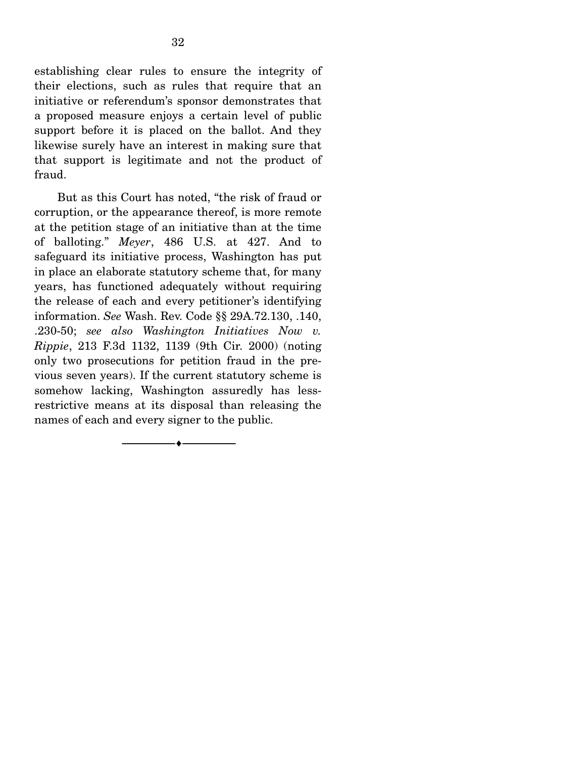establishing clear rules to ensure the integrity of their elections, such as rules that require that an initiative or referendum's sponsor demonstrates that a proposed measure enjoys a certain level of public support before it is placed on the ballot. And they likewise surely have an interest in making sure that that support is legitimate and not the product of fraud.

But as this Court has noted, "the risk of fraud or corruption, or the appearance thereof, is more remote at the petition stage of an initiative than at the time of balloting." *Meyer*, 486 U.S. at 427. And to safeguard its initiative process, Washington has put in place an elaborate statutory scheme that, for many years, has functioned adequately without requiring the release of each and every petitioner's identifying information. *See* Wash. Rev. Code §§ 29A.72.130, .140, .230-50; *see also Washington Initiatives Now v. Rippie*, 213 F.3d 1132, 1139 (9th Cir. 2000) (noting only two prosecutions for petition fraud in the previous seven years). If the current statutory scheme is somehow lacking, Washington assuredly has less-restrictive means at its disposal than releasing the names of each and every signer to the public.

---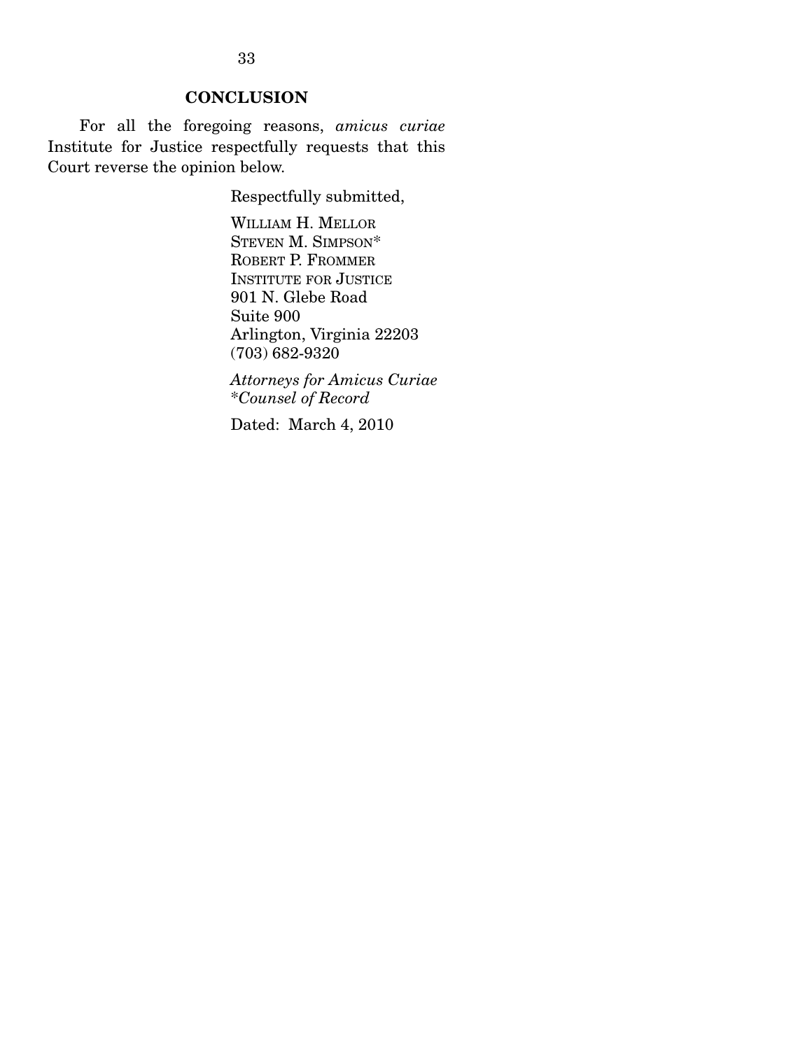## CONCLUSION

For all the foregoing reasons, *amicus curiae* Institute for Justice respectfully requests that this Court reverse the opinion below.

Respectfully submitted,

WILLIAM H. MELLOR
STEVEN M. SIMPSON*
ROBERT P. FROMMER
INSTITUTE FOR JUSTICE
901 N. Glebe Road
Suite 900
Arlington, Virginia 22203
(703) 682-9320

*Attorneys for Amicus Curiae*
**Counsel of Record*

Dated: March 4, 2010